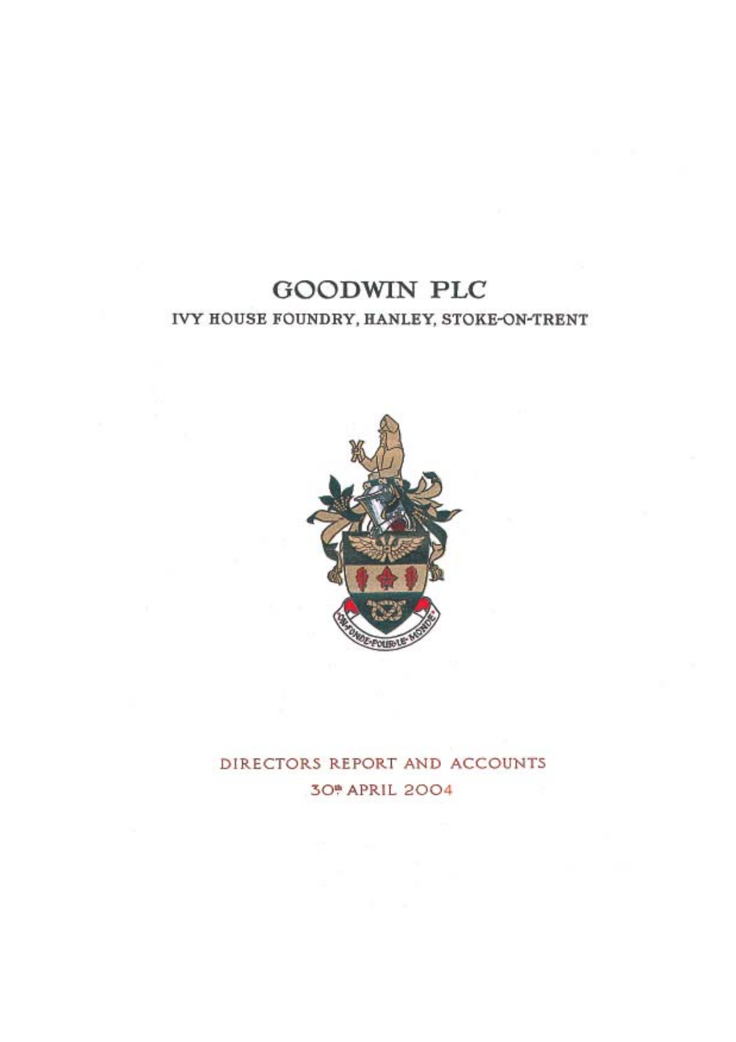# GOODWIN PLC

## IVY HOUSE FOUNDRY, HANLEY, STOKE-ON-TRENT

ON-FONDE-POUR-LE-MONDE

DIRECTORS REPORT AND ACCOUNTS

30th APRIL 2004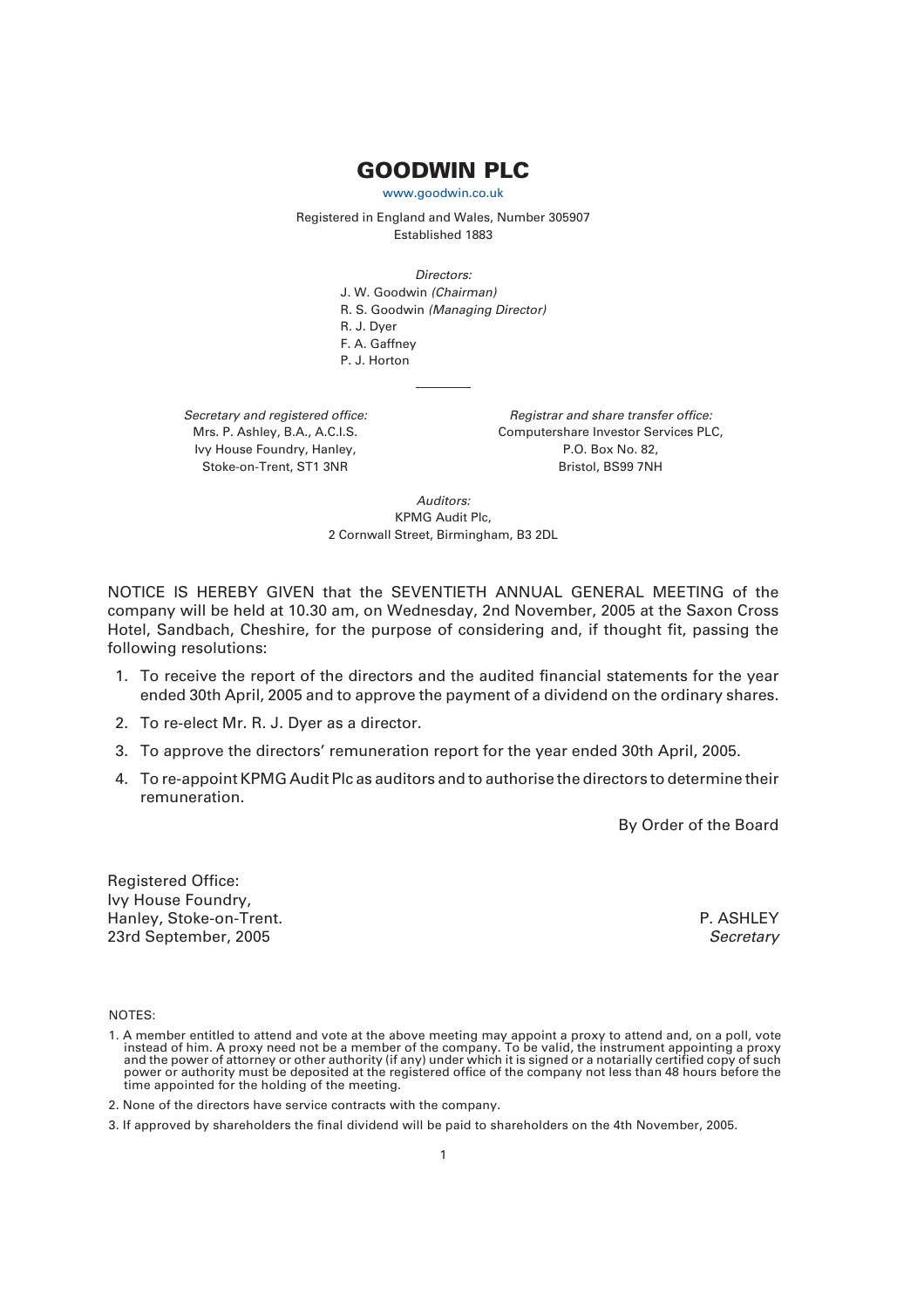# GOODWIN PLC

www.goodwin.co.uk

Registered in England and Wales, Number 305907
Established 1883

*Directors:*
J. W. Goodwin *(Chairman)*
R. S. Goodwin *(Managing Director)*
R. J. Dyer
F. A. Gaffney
P. J. Horton

*Secretary and registered office:*
Mrs. P. Ashley, B.A., A.C.I.S.
Ivy House Foundry, Hanley,
Stoke-on-Trent, ST1 3NR

*Registrar and share transfer office:*
Computershare Investor Services PLC,
P.O. Box No. 82,
Bristol, BS99 7NH

*Auditors:*
KPMG Audit Plc,
2 Cornwall Street, Birmingham, B3 2DL

NOTICE IS HEREBY GIVEN that the SEVENTIETH ANNUAL GENERAL MEETING of the company will be held at 10.30 am, on Wednesday, 2nd November, 2005 at the Saxon Cross Hotel, Sandbach, Cheshire, for the purpose of considering and, if thought fit, passing the following resolutions:

1. To receive the report of the directors and the audited financial statements for the year ended 30th April, 2005 and to approve the payment of a dividend on the ordinary shares.
2. To re-elect Mr. R. J. Dyer as a director.
3. To approve the directors' remuneration report for the year ended 30th April, 2005.
4. To re-appoint KPMG Audit Plc as auditors and to authorise the directors to determine their remuneration.

By Order of the Board

Registered Office:
Ivy House Foundry,
Hanley, Stoke-on-Trent.
23rd September, 2005

P. ASHLEY
*Secretary*

NOTES:

1. A member entitled to attend and vote at the above meeting may appoint a proxy to attend and, on a poll, vote instead of him. A proxy need not be a member of the company. To be valid, the instrument appointing a proxy and the power of attorney or other authority (if any) under which it is signed or a notarially certified copy of such power or authority must be deposited at the registered office of the company not less than 48 hours before the time appointed for the holding of the meeting.
2. None of the directors have service contracts with the company.
3. If approved by shareholders the final dividend will be paid to shareholders on the 4th November, 2005.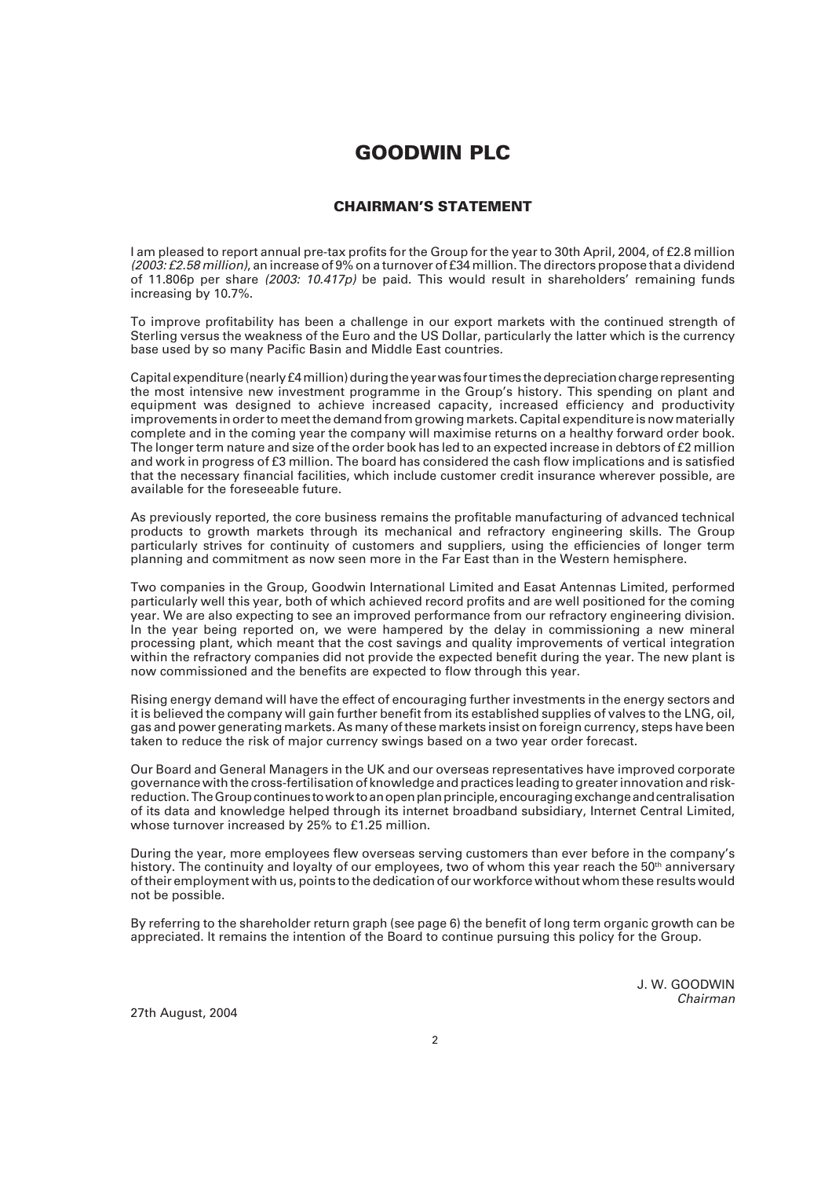# GOODWIN PLC

## CHAIRMAN'S STATEMENT

I am pleased to report annual pre-tax profits for the Group for the year to 30th April, 2004, of £2.8 million *(2003: £2.58 million)*, an increase of 9% on a turnover of £34 million. The directors propose that a dividend of 11.806p per share *(2003: 10.417p)* be paid. This would result in shareholders' remaining funds increasing by 10.7%.

To improve profitability has been a challenge in our export markets with the continued strength of Sterling versus the weakness of the Euro and the US Dollar, particularly the latter which is the currency base used by so many Pacific Basin and Middle East countries.

Capital expenditure (nearly £4 million) during the year was four times the depreciation charge representing the most intensive new investment programme in the Group's history. This spending on plant and equipment was designed to achieve increased capacity, increased efficiency and productivity improvements in order to meet the demand from growing markets. Capital expenditure is now materially complete and in the coming year the company will maximise returns on a healthy forward order book. The longer term nature and size of the order book has led to an expected increase in debtors of £2 million and work in progress of £3 million. The board has considered the cash flow implications and is satisfied that the necessary financial facilities, which include customer credit insurance wherever possible, are available for the foreseeable future.

As previously reported, the core business remains the profitable manufacturing of advanced technical products to growth markets through its mechanical and refractory engineering skills. The Group particularly strives for continuity of customers and suppliers, using the efficiencies of longer term planning and commitment as now seen more in the Far East than in the Western hemisphere.

Two companies in the Group, Goodwin International Limited and Easat Antennas Limited, performed particularly well this year, both of which achieved record profits and are well positioned for the coming year. We are also expecting to see an improved performance from our refractory engineering division. In the year being reported on, we were hampered by the delay in commissioning a new mineral processing plant, which meant that the cost savings and quality improvements of vertical integration within the refractory companies did not provide the expected benefit during the year. The new plant is now commissioned and the benefits are expected to flow through this year.

Rising energy demand will have the effect of encouraging further investments in the energy sectors and it is believed the company will gain further benefit from its established supplies of valves to the LNG, oil, gas and power generating markets. As many of these markets insist on foreign currency, steps have been taken to reduce the risk of major currency swings based on a two year order forecast.

Our Board and General Managers in the UK and our overseas representatives have improved corporate governance with the cross-fertilisation of knowledge and practices leading to greater innovation and risk-reduction. The Group continues to work to an open plan principle, encouraging exchange and centralisation of its data and knowledge helped through its internet broadband subsidiary, Internet Central Limited, whose turnover increased by 25% to £1.25 million.

During the year, more employees flew overseas serving customers than ever before in the company's history. The continuity and loyalty of our employees, two of whom this year reach the 50th anniversary of their employment with us, points to the dedication of our workforce without whom these results would not be possible.

By referring to the shareholder return graph (see page 6) the benefit of long term organic growth can be appreciated. It remains the intention of the Board to continue pursuing this policy for the Group.

J. W. GOODWIN
*Chairman*

27th August, 2004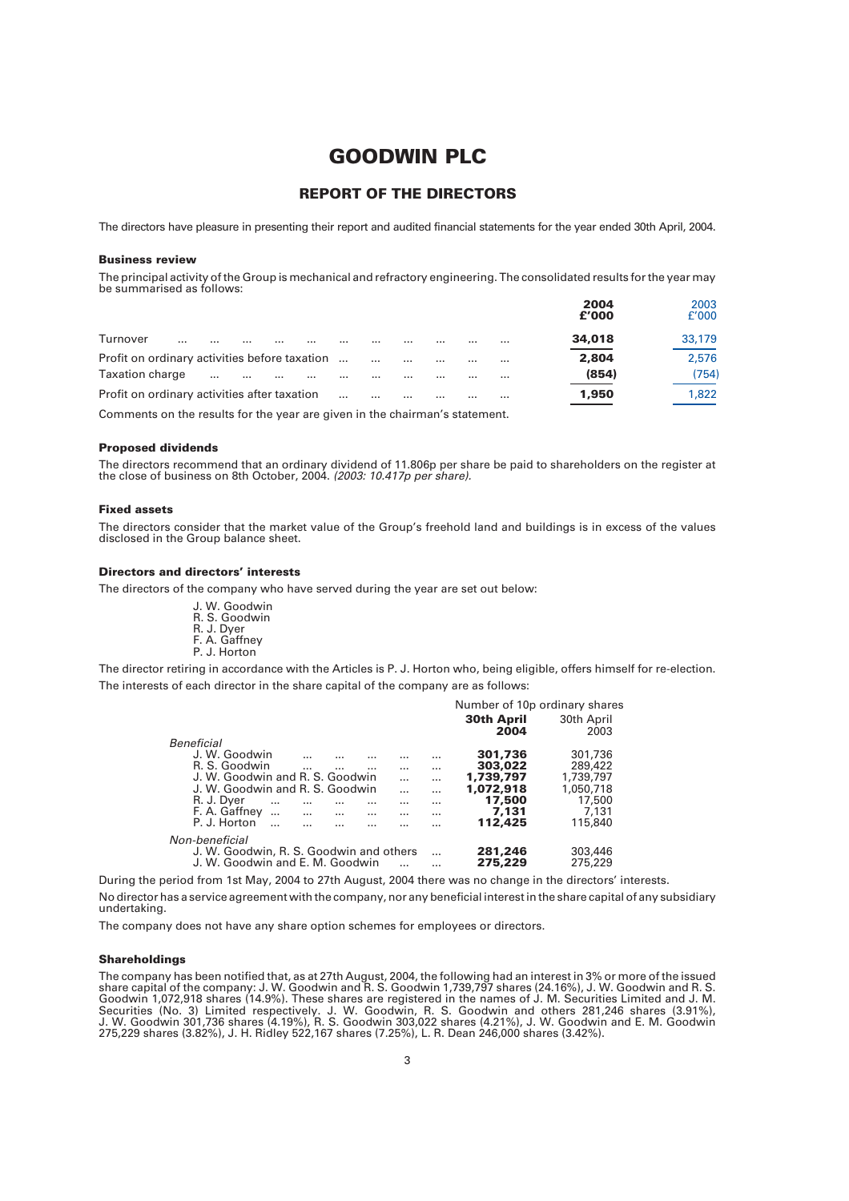# GOODWIN PLC

## REPORT OF THE DIRECTORS

The directors have pleasure in presenting their report and audited financial statements for the year ended 30th April, 2004.

### Business review

The principal activity of the Group is mechanical and refractory engineering. The consolidated results for the year may be summarised as follows:

| | **2004 £'000** | 2003 £'000 |
|---|---|---|
| Turnover | **34,018** | 33,179 |
| Profit on ordinary activities before taxation | **2,804** | 2,576 |
| Taxation charge | **(854)** | (754) |
| Profit on ordinary activities after taxation | **1,950** | 1,822 |

Comments on the results for the year are given in the chairman's statement.

### Proposed dividends

The directors recommend that an ordinary dividend of 11.806p per share be paid to shareholders on the register at the close of business on 8th October, 2004. *(2003: 10.417p per share).*

### Fixed assets

The directors consider that the market value of the Group's freehold land and buildings is in excess of the values disclosed in the Group balance sheet.

### Directors and directors' interests

The directors of the company who have served during the year are set out below:

J. W. Goodwin
R. S. Goodwin
R. J. Dyer
F. A. Gaffney
P. J. Horton

The director retiring in accordance with the Articles is P. J. Horton who, being eligible, offers himself for re-election.

The interests of each director in the share capital of the company are as follows:

| | Number of 10p ordinary shares | |
|---|---|---|
| | **30th April 2004** | 30th April 2003 |
| *Beneficial* | | |
| J. W. Goodwin | **301,736** | 301,736 |
| R. S. Goodwin | **303,022** | 289,422 |
| J. W. Goodwin and R. S. Goodwin | **1,739,797** | 1,739,797 |
| J. W. Goodwin and R. S. Goodwin | **1,072,918** | 1,050,718 |
| R. J. Dyer | **17,500** | 17,500 |
| F. A. Gaffney | **7,131** | 7,131 |
| P. J. Horton | **112,425** | 115,840 |
| *Non-beneficial* | | |
| J. W. Goodwin, R. S. Goodwin and others | **281,246** | 303,446 |
| J. W. Goodwin and E. M. Goodwin | **275,229** | 275,229 |

During the period from 1st May, 2004 to 27th August, 2004 there was no change in the directors' interests.

No director has a service agreement with the company, nor any beneficial interest in the share capital of any subsidiary undertaking.

The company does not have any share option schemes for employees or directors.

### Shareholdings

The company has been notified that, as at 27th August, 2004, the following had an interest in 3% or more of the issued share capital of the company: J. W. Goodwin and R. S. Goodwin 1,739,797 shares (24.16%), J. W. Goodwin and R. S. Goodwin 1,072,918 shares (14.9%). These shares are registered in the names of J. M. Securities Limited and J. M. Securities (No. 3) Limited respectively. J. W. Goodwin, R. S. Goodwin and others 281,246 shares (3.91%), J. W. Goodwin 301,736 shares (4.19%), R. S. Goodwin 303,022 shares (4.21%), J. W. Goodwin and E. M. Goodwin 275,229 shares (3.82%), J. H. Ridley 522,167 shares (7.25%), L. R. Dean 246,000 shares (3.42%).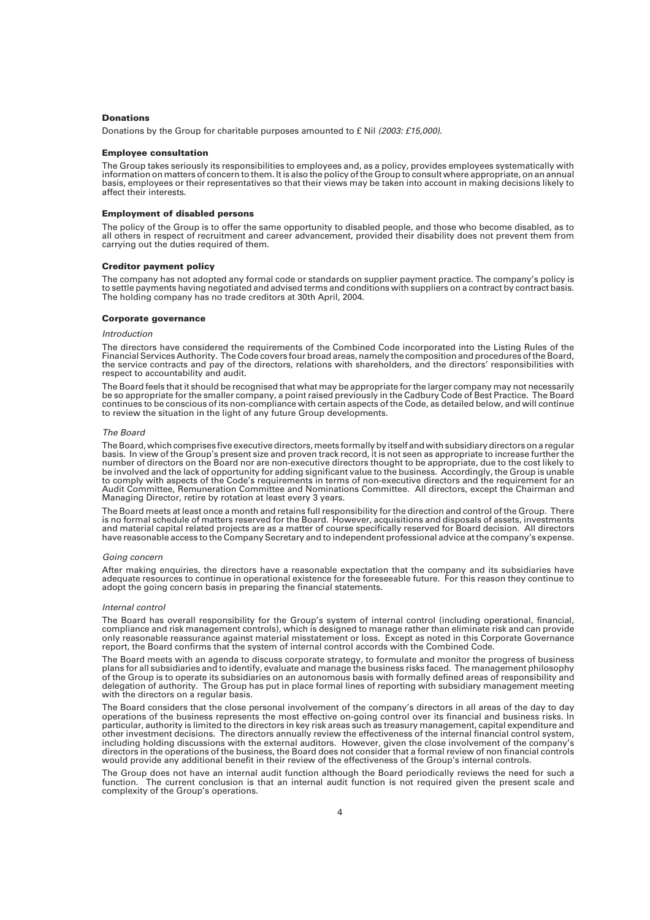### Donations

Donations by the Group for charitable purposes amounted to £ Nil *(2003: £15,000)*.

### Employee consultation

The Group takes seriously its responsibilities to employees and, as a policy, provides employees systematically with information on matters of concern to them. It is also the policy of the Group to consult where appropriate, on an annual basis, employees or their representatives so that their views may be taken into account in making decisions likely to affect their interests.

### Employment of disabled persons

The policy of the Group is to offer the same opportunity to disabled people, and those who become disabled, as to all others in respect of recruitment and career advancement, provided their disability does not prevent them from carrying out the duties required of them.

### Creditor payment policy

The company has not adopted any formal code or standards on supplier payment practice. The company's policy is to settle payments having negotiated and advised terms and conditions with suppliers on a contract by contract basis. The holding company has no trade creditors at 30th April, 2004.

### Corporate governance

*Introduction*

The directors have considered the requirements of the Combined Code incorporated into the Listing Rules of the Financial Services Authority. The Code covers four broad areas, namely the composition and procedures of the Board, the service contracts and pay of the directors, relations with shareholders, and the directors' responsibilities with respect to accountability and audit.

The Board feels that it should be recognised that what may be appropriate for the larger company may not necessarily be so appropriate for the smaller company, a point raised previously in the Cadbury Code of Best Practice. The Board continues to be conscious of its non-compliance with certain aspects of the Code, as detailed below, and will continue to review the situation in the light of any future Group developments.

*The Board*

The Board, which comprises five executive directors, meets formally by itself and with subsidiary directors on a regular basis. In view of the Group's present size and proven track record, it is not seen as appropriate to increase further the number of directors on the Board nor are non-executive directors thought to be appropriate, due to the cost likely to be involved and the lack of opportunity for adding significant value to the business. Accordingly, the Group is unable to comply with aspects of the Code's requirements in terms of non-executive directors and the requirement for an Audit Committee, Remuneration Committee and Nominations Committee. All directors, except the Chairman and Managing Director, retire by rotation at least every 3 years.

The Board meets at least once a month and retains full responsibility for the direction and control of the Group. There is no formal schedule of matters reserved for the Board. However, acquisitions and disposals of assets, investments and material capital related projects are as a matter of course specifically reserved for Board decision. All directors have reasonable access to the Company Secretary and to independent professional advice at the company's expense.

*Going concern*

After making enquiries, the directors have a reasonable expectation that the company and its subsidiaries have adequate resources to continue in operational existence for the foreseeable future. For this reason they continue to adopt the going concern basis in preparing the financial statements.

*Internal control*

The Board has overall responsibility for the Group's system of internal control (including operational, financial, compliance and risk management controls), which is designed to manage rather than eliminate risk and can provide only reasonable reassurance against material misstatement or loss. Except as noted in this Corporate Governance report, the Board confirms that the system of internal control accords with the Combined Code.

The Board meets with an agenda to discuss corporate strategy, to formulate and monitor the progress of business plans for all subsidiaries and to identify, evaluate and manage the business risks faced. The management philosophy of the Group is to operate its subsidiaries on an autonomous basis with formally defined areas of responsibility and delegation of authority. The Group has put in place formal lines of reporting with subsidiary management meeting with the directors on a regular basis.

The Board considers that the close personal involvement of the company's directors in all areas of the day to day operations of the business represents the most effective on-going control over its financial and business risks. In particular, authority is limited to the directors in key risk areas such as treasury management, capital expenditure and other investment decisions. The directors annually review the effectiveness of the internal financial control system, including holding discussions with the external auditors. However, given the close involvement of the company's directors in the operations of the business, the Board does not consider that a formal review of non financial controls would provide any additional benefit in their review of the effectiveness of the Group's internal controls.

The Group does not have an internal audit function although the Board periodically reviews the need for such a function. The current conclusion is that an internal audit function is not required given the present scale and complexity of the Group's operations.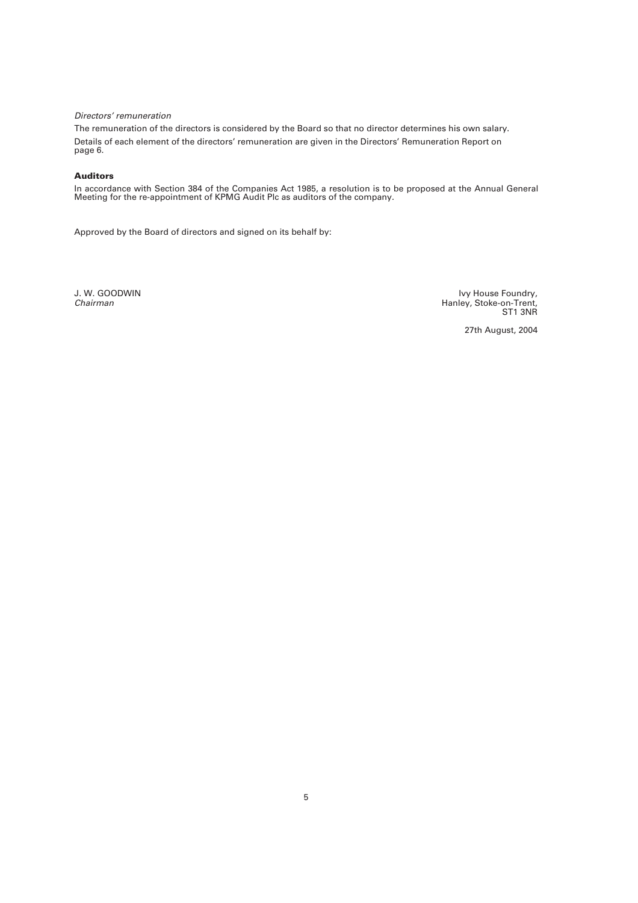*Directors' remuneration*

The remuneration of the directors is considered by the Board so that no director determines his own salary.

Details of each element of the directors' remuneration are given in the Directors' Remuneration Report on page 6.

**Auditors**

In accordance with Section 384 of the Companies Act 1985, a resolution is to be proposed at the Annual General Meeting for the re-appointment of KPMG Audit Plc as auditors of the company.

Approved by the Board of directors and signed on its behalf by:

J. W. GOODWIN
*Chairman*

Ivy House Foundry,
Hanley, Stoke-on-Trent,
ST1 3NR

27th August, 2004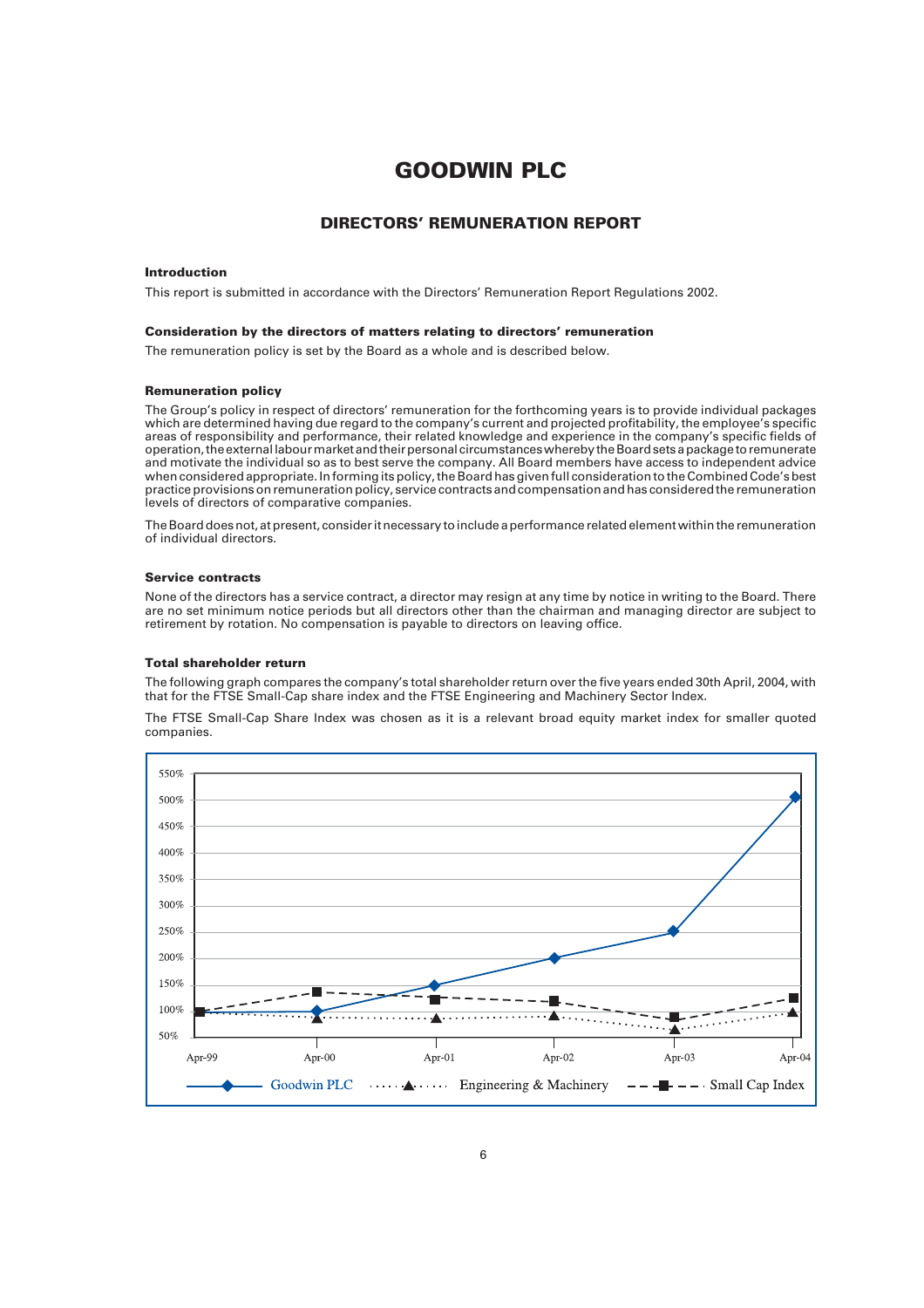# GOODWIN PLC

## DIRECTORS' REMUNERATION REPORT

### Introduction

This report is submitted in accordance with the Directors' Remuneration Report Regulations 2002.

### Consideration by the directors of matters relating to directors' remuneration

The remuneration policy is set by the Board as a whole and is described below.

### Remuneration policy

The Group's policy in respect of directors' remuneration for the forthcoming years is to provide individual packages which are determined having due regard to the company's current and projected profitability, the employee's specific areas of responsibility and performance, their related knowledge and experience in the company's specific fields of operation, the external labour market and their personal circumstances whereby the Board sets a package to remunerate and motivate the individual so as to best serve the company. All Board members have access to independent advice when considered appropriate. In forming its policy, the Board has given full consideration to the Combined Code's best practice provisions on remuneration policy, service contracts and compensation and has considered the remuneration levels of directors of comparative companies.

The Board does not, at present, consider it necessary to include a performance related element within the remuneration of individual directors.

### Service contracts

None of the directors has a service contract, a director may resign at any time by notice in writing to the Board. There are no set minimum notice periods but all directors other than the chairman and managing director are subject to retirement by rotation. No compensation is payable to directors on leaving office.

### Total shareholder return

The following graph compares the company's total shareholder return over the five years ended 30th April, 2004, with that for the FTSE Small-Cap share index and the FTSE Engineering and Machinery Sector Index.

The FTSE Small-Cap Share Index was chosen as it is a relevant broad equity market index for smaller quoted companies.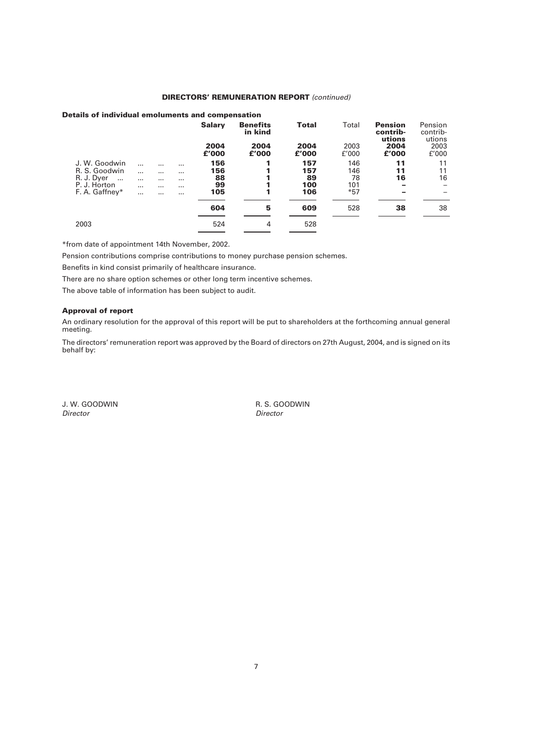## DIRECTORS' REMUNERATION REPORT *(continued)*

### Details of individual emoluments and compensation

| | Salary | Benefits in kind | Total | Total | Pension contrib-utions | Pension contrib-utions |
|---|---|---|---|---|---|---|
| | 2004 £'000 | 2004 £'000 | 2004 £'000 | 2003 £'000 | 2004 £'000 | 2003 £'000 |
| J. W. Goodwin ... ... ... | 156 | 1 | 157 | 146 | 11 | 11 |
| R. S. Goodwin ... ... ... | 156 | 1 | 157 | 146 | 11 | 11 |
| R. J. Dyer ... ... ... ... | 88 | 1 | 89 | 78 | 16 | 16 |
| P. J. Horton ... ... ... | 99 | 1 | 100 | 101 | – | – |
| F. A. Gaffney* ... ... ... | 105 | 1 | 106 | *57 | – | – |
| | 604 | 5 | 609 | 528 | 38 | 38 |
| 2003 | 524 | 4 | 528 | | | |

*from date of appointment 14th November, 2002.

Pension contributions comprise contributions to money purchase pension schemes.

Benefits in kind consist primarily of healthcare insurance.

There are no share option schemes or other long term incentive schemes.

The above table of information has been subject to audit.

### Approval of report

An ordinary resolution for the approval of this report will be put to shareholders at the forthcoming annual general meeting.

The directors' remuneration report was approved by the Board of directors on 27th August, 2004, and is signed on its behalf by:

J. W. GOODWIN
*Director*

R. S. GOODWIN
*Director*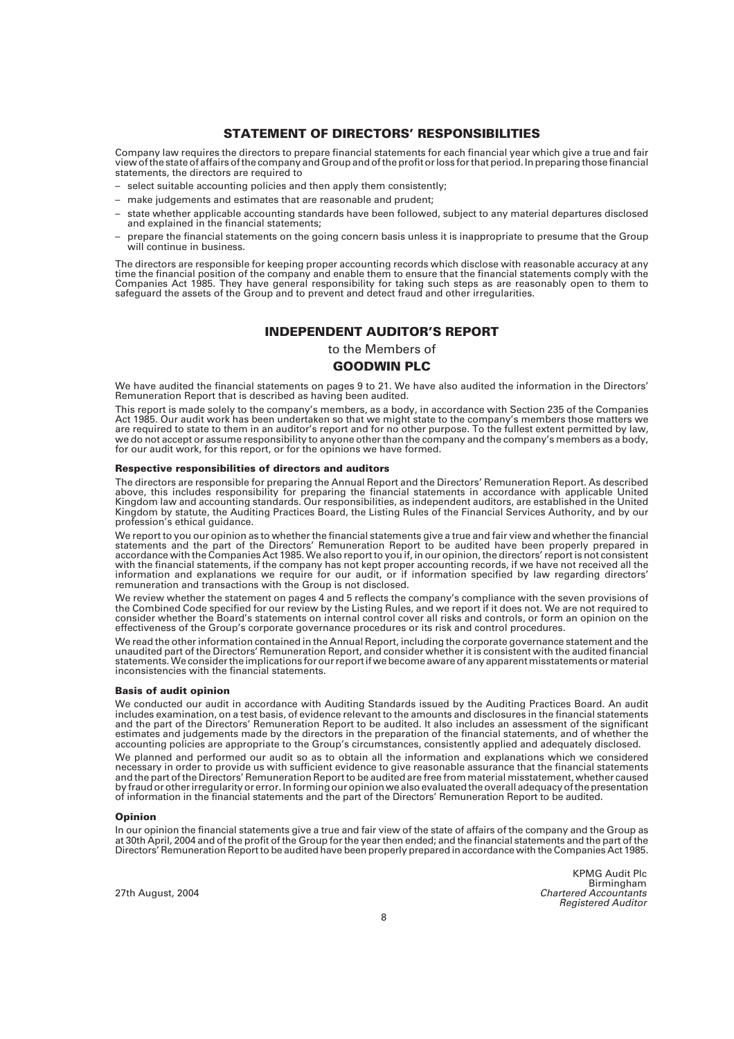## STATEMENT OF DIRECTORS' RESPONSIBILITIES

Company law requires the directors to prepare financial statements for each financial year which give a true and fair view of the state of affairs of the company and Group and of the profit or loss for that period. In preparing those financial statements, the directors are required to

- select suitable accounting policies and then apply them consistently;
- make judgements and estimates that are reasonable and prudent;
- state whether applicable accounting standards have been followed, subject to any material departures disclosed and explained in the financial statements;
- prepare the financial statements on the going concern basis unless it is inappropriate to presume that the Group will continue in business.

The directors are responsible for keeping proper accounting records which disclose with reasonable accuracy at any time the financial position of the company and enable them to ensure that the financial statements comply with the Companies Act 1985. They have general responsibility for taking such steps as are reasonably open to them to safeguard the assets of the Group and to prevent and detect fraud and other irregularities.

## INDEPENDENT AUDITOR'S REPORT

to the Members of

## GOODWIN PLC

We have audited the financial statements on pages 9 to 21. We have also audited the information in the Directors' Remuneration Report that is described as having been audited.

This report is made solely to the company's members, as a body, in accordance with Section 235 of the Companies Act 1985. Our audit work has been undertaken so that we might state to the company's members those matters we are required to state to them in an auditor's report and for no other purpose. To the fullest extent permitted by law, we do not accept or assume responsibility to anyone other than the company and the company's members as a body, for our audit work, for this report, or for the opinions we have formed.

### Respective responsibilities of directors and auditors

The directors are responsible for preparing the Annual Report and the Directors' Remuneration Report. As described above, this includes responsibility for preparing the financial statements in accordance with applicable United Kingdom law and accounting standards. Our responsibilities, as independent auditors, are established in the United Kingdom by statute, the Auditing Practices Board, the Listing Rules of the Financial Services Authority, and by our profession's ethical guidance.

We report to you our opinion as to whether the financial statements give a true and fair view and whether the financial statements and the part of the Directors' Remuneration Report to be audited have been properly prepared in accordance with the Companies Act 1985. We also report to you if, in our opinion, the directors' report is not consistent with the financial statements, if the company has not kept proper accounting records, if we have not received all the information and explanations we require for our audit, or if information specified by law regarding directors' remuneration and transactions with the Group is not disclosed.

We review whether the statement on pages 4 and 5 reflects the company's compliance with the seven provisions of the Combined Code specified for our review by the Listing Rules, and we report if it does not. We are not required to consider whether the Board's statements on internal control cover all risks and controls, or form an opinion on the effectiveness of the Group's corporate governance procedures or its risk and control procedures.

We read the other information contained in the Annual Report, including the corporate governance statement and the unaudited part of the Directors' Remuneration Report, and consider whether it is consistent with the audited financial statements. We consider the implications for our report if we become aware of any apparent misstatements or material inconsistencies with the financial statements.

### Basis of audit opinion

We conducted our audit in accordance with Auditing Standards issued by the Auditing Practices Board. An audit includes examination, on a test basis, of evidence relevant to the amounts and disclosures in the financial statements and the part of the Directors' Remuneration Report to be audited. It also includes an assessment of the significant estimates and judgements made by the directors in the preparation of the financial statements, and of whether the accounting policies are appropriate to the Group's circumstances, consistently applied and adequately disclosed.

We planned and performed our audit so as to obtain all the information and explanations which we considered necessary in order to provide us with sufficient evidence to give reasonable assurance that the financial statements and the part of the Directors' Remuneration Report to be audited are free from material misstatement, whether caused by fraud or other irregularity or error. In forming our opinion we also evaluated the overall adequacy of the presentation of information in the financial statements and the part of the Directors' Remuneration Report to be audited.

### Opinion

In our opinion the financial statements give a true and fair view of the state of affairs of the company and the Group as at 30th April, 2004 and of the profit of the Group for the year then ended; and the financial statements and the part of the Directors' Remuneration Report to be audited have been properly prepared in accordance with the Companies Act 1985.

KPMG Audit Plc
Birmingham
*Chartered Accountants*
*Registered Auditor*

27th August, 2004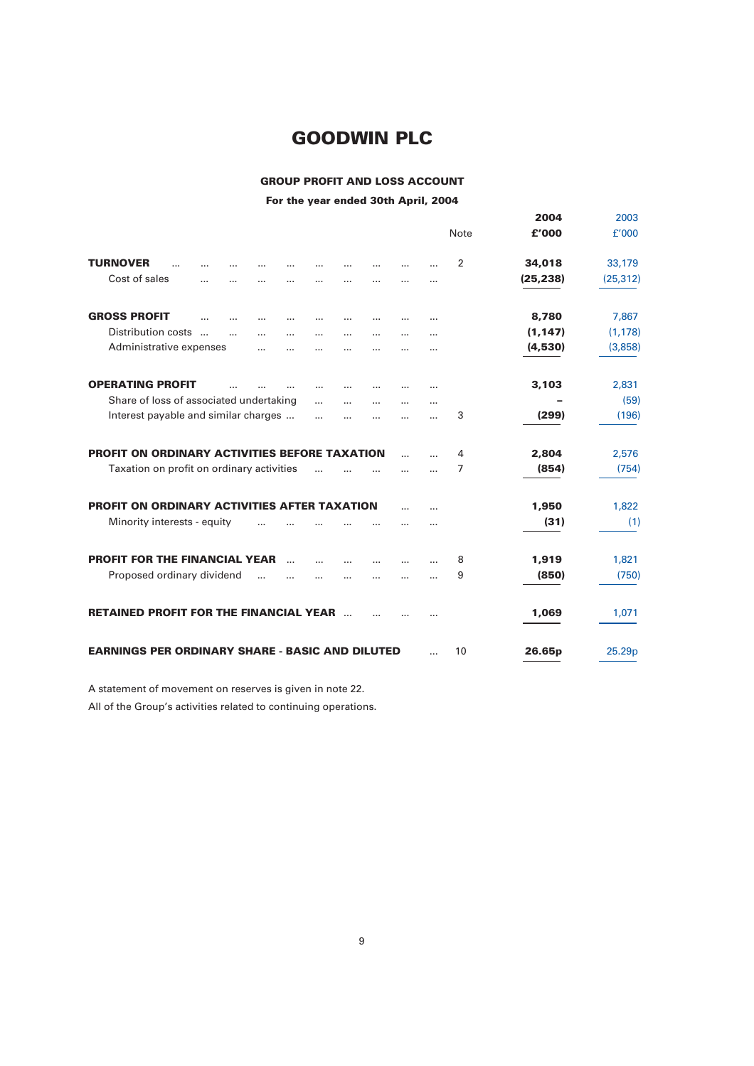# GOODWIN PLC

## GROUP PROFIT AND LOSS ACCOUNT

### For the year ended 30th April, 2004

| | Note | 2004 £'000 | 2003 £'000 |
|---|---|---|---|
| **TURNOVER** | 2 | **34,018** | 33,179 |
| Cost of sales | | **(25,238)** | (25,312) |
| **GROSS PROFIT** | | **8,780** | 7,867 |
| Distribution costs | | **(1,147)** | (1,178) |
| Administrative expenses | | **(4,530)** | (3,858) |
| **OPERATING PROFIT** | | **3,103** | 2,831 |
| Share of loss of associated undertaking | | **–** | (59) |
| Interest payable and similar charges | 3 | **(299)** | (196) |
| **PROFIT ON ORDINARY ACTIVITIES BEFORE TAXATION** | 4 | **2,804** | 2,576 |
| Taxation on profit on ordinary activities | 7 | **(854)** | (754) |
| **PROFIT ON ORDINARY ACTIVITIES AFTER TAXATION** | | **1,950** | 1,822 |
| Minority interests - equity | | **(31)** | (1) |
| **PROFIT FOR THE FINANCIAL YEAR** | 8 | **1,919** | 1,821 |
| Proposed ordinary dividend | 9 | **(850)** | (750) |
| **RETAINED PROFIT FOR THE FINANCIAL YEAR** | | **1,069** | 1,071 |
| **EARNINGS PER ORDINARY SHARE - BASIC AND DILUTED** | 10 | **26.65p** | 25.29p |

A statement of movement on reserves is given in note 22.

All of the Group's activities related to continuing operations.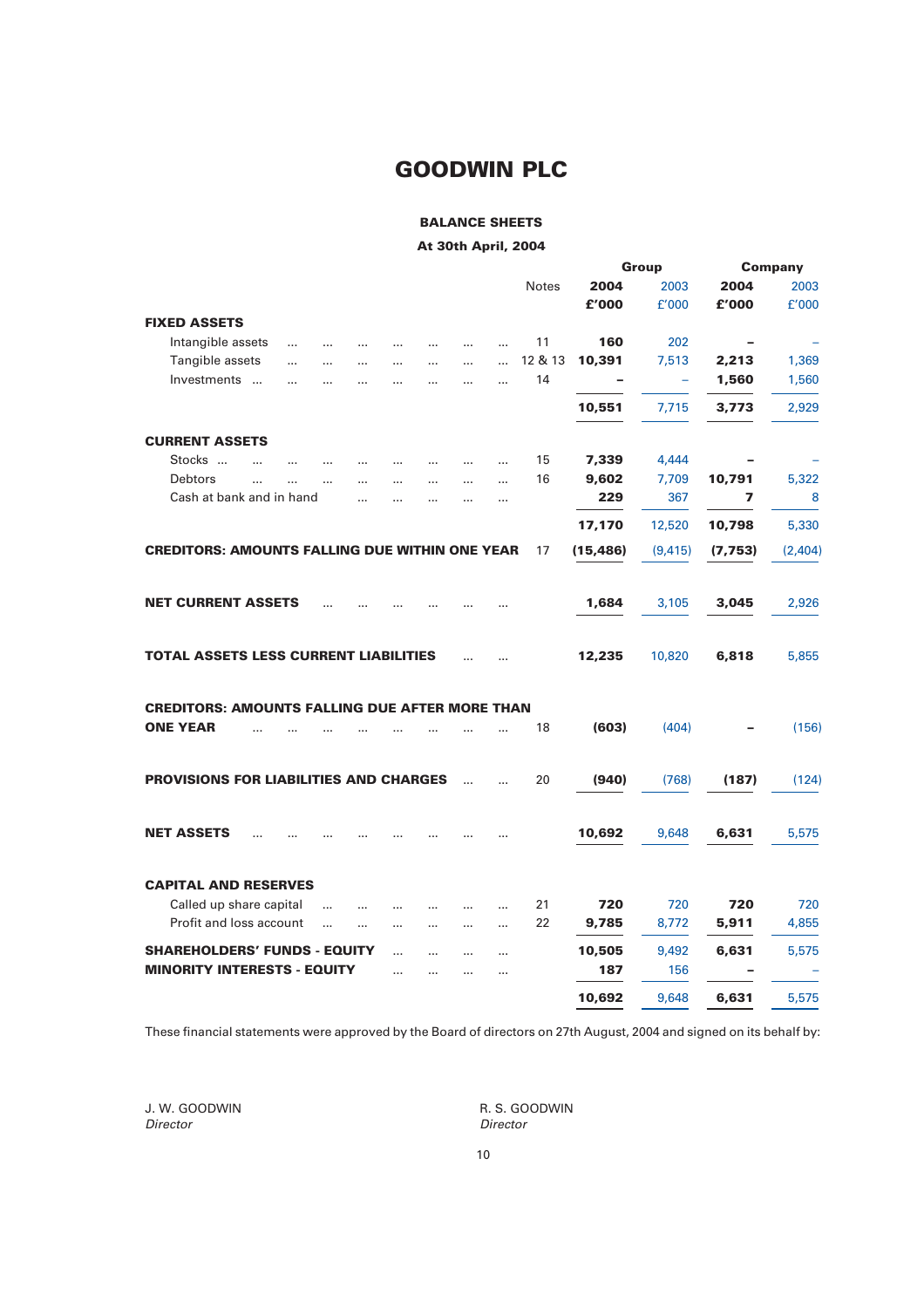# GOODWIN PLC

## BALANCE SHEETS

### At 30th April, 2004

| | Notes | Group 2004 £'000 | Group 2003 £'000 | Company 2004 £'000 | Company 2003 £'000 |
|---|---|---|---|---|---|
| **FIXED ASSETS** | | | | | |
| Intangible assets | 11 | **160** | 202 | **–** | – |
| Tangible assets | 12 & 13 | **10,391** | 7,513 | **2,213** | 1,369 |
| Investments | 14 | **–** | – | **1,560** | 1,560 |
| | | **10,551** | 7,715 | **3,773** | 2,929 |
| **CURRENT ASSETS** | | | | | |
| Stocks | 15 | **7,339** | 4,444 | **–** | – |
| Debtors | 16 | **9,602** | 7,709 | **10,791** | 5,322 |
| Cash at bank and in hand | | **229** | 367 | **7** | 8 |
| | | **17,170** | 12,520 | **10,798** | 5,330 |
| **CREDITORS: AMOUNTS FALLING DUE WITHIN ONE YEAR** | 17 | **(15,486)** | (9,415) | **(7,753)** | (2,404) |
| **NET CURRENT ASSETS** | | **1,684** | 3,105 | **3,045** | 2,926 |
| **TOTAL ASSETS LESS CURRENT LIABILITIES** | | **12,235** | 10,820 | **6,818** | 5,855 |
| **CREDITORS: AMOUNTS FALLING DUE AFTER MORE THAN ONE YEAR** | 18 | **(603)** | (404) | **–** | (156) |
| **PROVISIONS FOR LIABILITIES AND CHARGES** | 20 | **(940)** | (768) | **(187)** | (124) |
| **NET ASSETS** | | **10,692** | 9,648 | **6,631** | 5,575 |
| **CAPITAL AND RESERVES** | | | | | |
| Called up share capital | 21 | **720** | 720 | **720** | 720 |
| Profit and loss account | 22 | **9,785** | 8,772 | **5,911** | 4,855 |
| **SHAREHOLDERS' FUNDS - EQUITY** | | **10,505** | 9,492 | **6,631** | 5,575 |
| **MINORITY INTERESTS - EQUITY** | | **187** | 156 | **–** | – |
| | | **10,692** | 9,648 | **6,631** | 5,575 |

These financial statements were approved by the Board of directors on 27th August, 2004 and signed on its behalf by:

J. W. GOODWIN
*Director*

R. S. GOODWIN
*Director*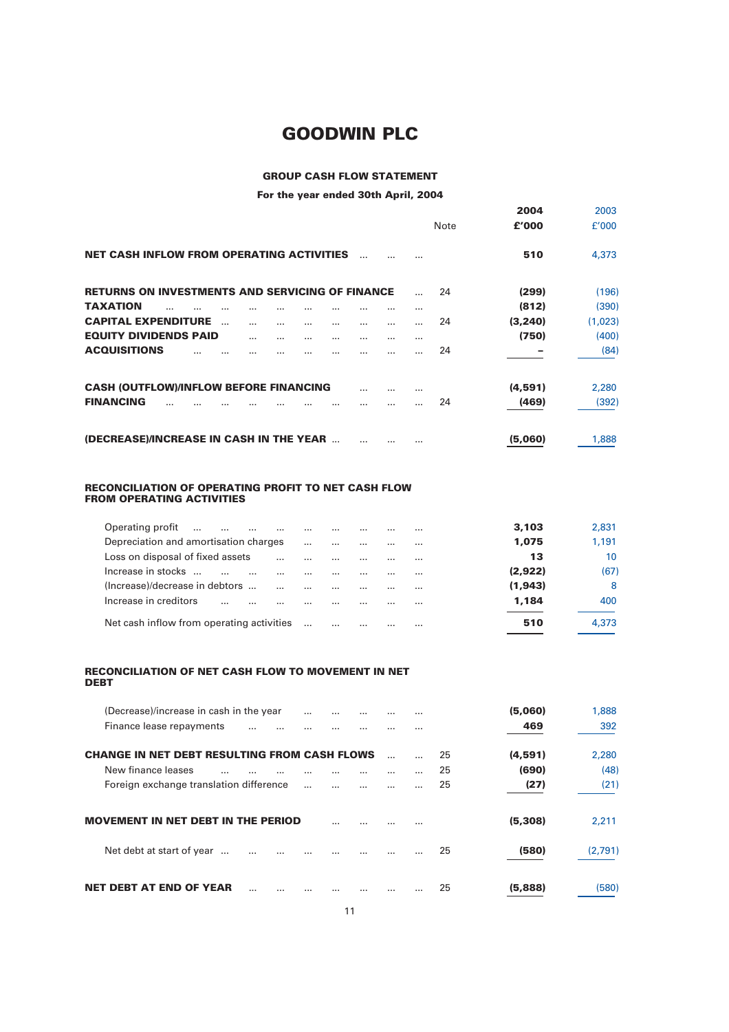# GOODWIN PLC

## GROUP CASH FLOW STATEMENT

### For the year ended 30th April, 2004

| | Note | 2004 £'000 | 2003 £'000 |
|---|---|---|---|
| **NET CASH INFLOW FROM OPERATING ACTIVITIES** | | **510** | 4,373 |
| **RETURNS ON INVESTMENTS AND SERVICING OF FINANCE** | 24 | **(299)** | (196) |
| **TAXATION** | | **(812)** | (390) |
| **CAPITAL EXPENDITURE** | 24 | **(3,240)** | (1,023) |
| **EQUITY DIVIDENDS PAID** | | **(750)** | (400) |
| **ACQUISITIONS** | 24 | **–** | (84) |
| **CASH (OUTFLOW)/INFLOW BEFORE FINANCING** | | **(4,591)** | 2,280 |
| **FINANCING** | 24 | **(469)** | (392) |
| **(DECREASE)/INCREASE IN CASH IN THE YEAR** | | **(5,060)** | 1,888 |

### RECONCILIATION OF OPERATING PROFIT TO NET CASH FLOW FROM OPERATING ACTIVITIES

| | 2004 £'000 | 2003 £'000 |
|---|---|---|
| Operating profit | **3,103** | 2,831 |
| Depreciation and amortisation charges | **1,075** | 1,191 |
| Loss on disposal of fixed assets | **13** | 10 |
| Increase in stocks | **(2,922)** | (67) |
| (Increase)/decrease in debtors | **(1,943)** | 8 |
| Increase in creditors | **1,184** | 400 |
| Net cash inflow from operating activities | **510** | 4,373 |

### RECONCILIATION OF NET CASH FLOW TO MOVEMENT IN NET DEBT

| | Note | 2004 £'000 | 2003 £'000 |
|---|---|---|---|
| (Decrease)/increase in cash in the year | | **(5,060)** | 1,888 |
| Finance lease repayments | | **469** | 392 |
| **CHANGE IN NET DEBT RESULTING FROM CASH FLOWS** | 25 | **(4,591)** | 2,280 |
| New finance leases | 25 | **(690)** | (48) |
| Foreign exchange translation difference | 25 | **(27)** | (21) |
| **MOVEMENT IN NET DEBT IN THE PERIOD** | | **(5,308)** | 2,211 |
| Net debt at start of year | 25 | **(580)** | (2,791) |
| **NET DEBT AT END OF YEAR** | 25 | **(5,888)** | (580) |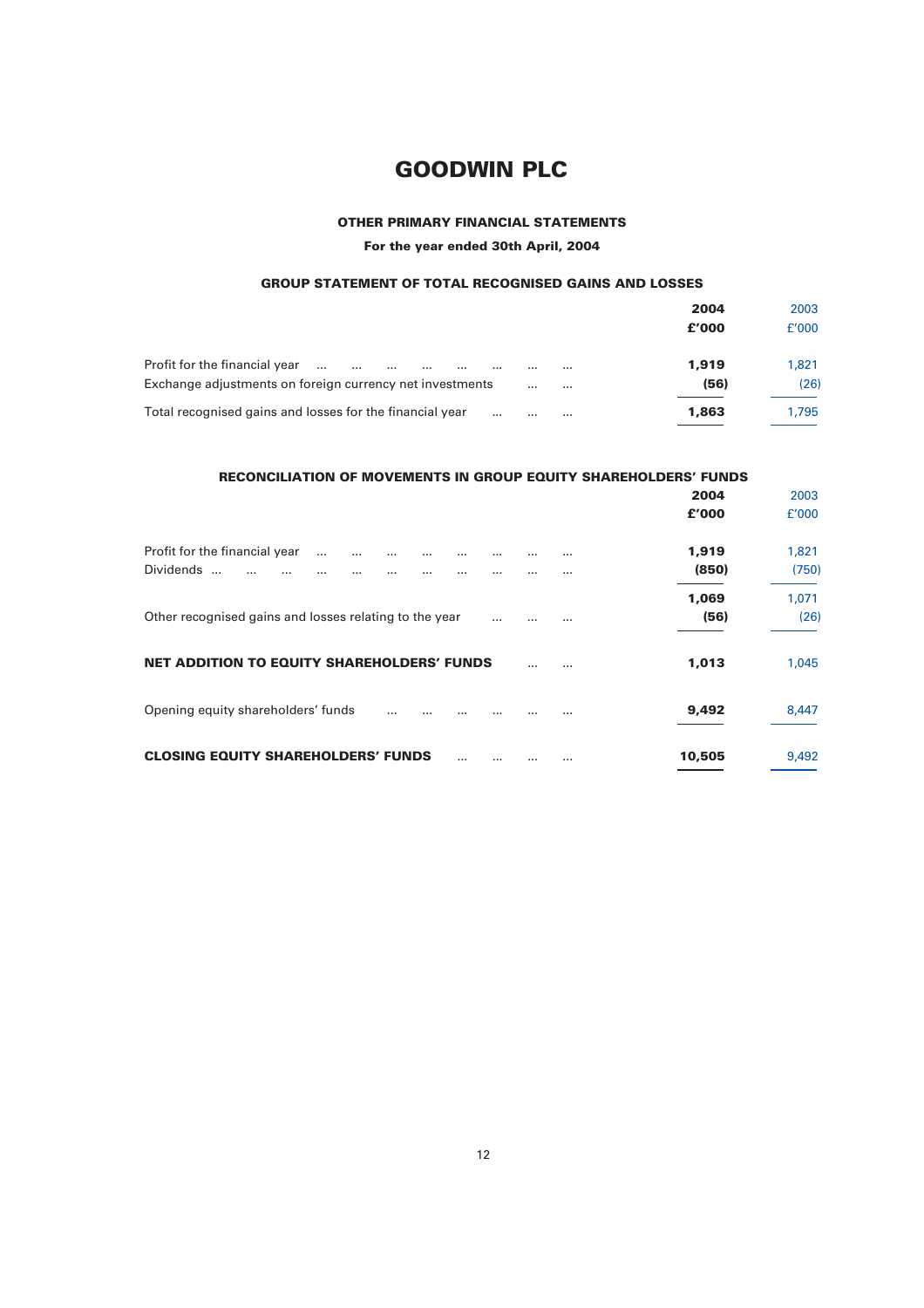# GOODWIN PLC

### OTHER PRIMARY FINANCIAL STATEMENTS

**For the year ended 30th April, 2004**

### GROUP STATEMENT OF TOTAL RECOGNISED GAINS AND LOSSES

| | 2004 £'000 | 2003 £'000 |
|---|---|---|
| Profit for the financial year | **1,919** | 1,821 |
| Exchange adjustments on foreign currency net investments | **(56)** | (26) |
| Total recognised gains and losses for the financial year | **1,863** | 1,795 |

### RECONCILIATION OF MOVEMENTS IN GROUP EQUITY SHAREHOLDERS' FUNDS

| | 2004 £'000 | 2003 £'000 |
|---|---|---|
| Profit for the financial year | **1,919** | 1,821 |
| Dividends | **(850)** | (750) |
| | **1,069** | 1,071 |
| Other recognised gains and losses relating to the year | **(56)** | (26) |
| **NET ADDITION TO EQUITY SHAREHOLDERS' FUNDS** | **1,013** | 1,045 |
| Opening equity shareholders' funds | **9,492** | 8,447 |
| **CLOSING EQUITY SHAREHOLDERS' FUNDS** | **10,505** | 9,492 |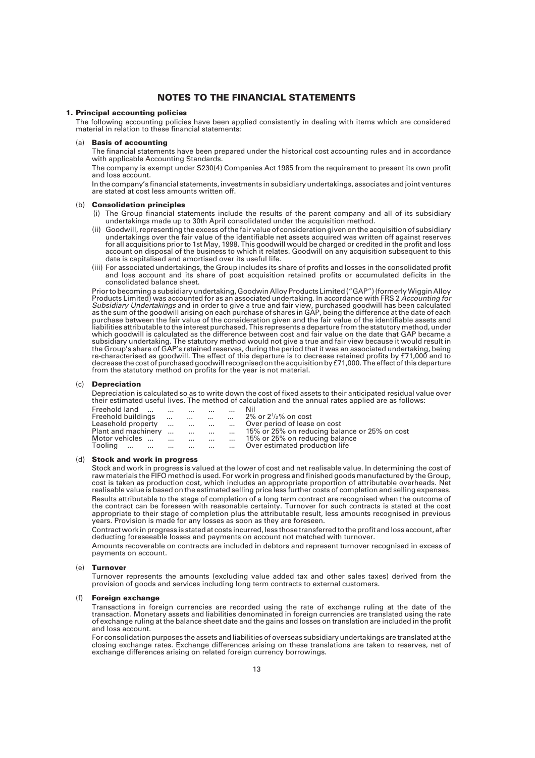# NOTES TO THE FINANCIAL STATEMENTS

## 1. Principal accounting policies

The following accounting policies have been applied consistently in dealing with items which are considered material in relation to these financial statements:

### (a) Basis of accounting

The financial statements have been prepared under the historical cost accounting rules and in accordance with applicable Accounting Standards.

The company is exempt under S230(4) Companies Act 1985 from the requirement to present its own profit and loss account.

In the company's financial statements, investments in subsidiary undertakings, associates and joint ventures are stated at cost less amounts written off.

### (b) Consolidation principles

(i) The Group financial statements include the results of the parent company and all of its subsidiary undertakings made up to 30th April consolidated under the acquisition method.

(ii) Goodwill, representing the excess of the fair value of consideration given on the acquisition of subsidiary undertakings over the fair value of the identifiable net assets acquired was written off against reserves for all acquisitions prior to 1st May, 1998. This goodwill would be charged or credited in the profit and loss account on disposal of the business to which it relates. Goodwill on any acquisition subsequent to this date is capitalised and amortised over its useful life.

(iii) For associated undertakings, the Group includes its share of profits and losses in the consolidated profit and loss account and its share of post acquisition retained profits or accumulated deficits in the consolidated balance sheet.

Prior to becoming a subsidiary undertaking, Goodwin Alloy Products Limited ("GAP") (formerly Wiggin Alloy Products Limited) was accounted for as an associated undertaking. In accordance with FRS 2 *Accounting for Subsidiary Undertakings* and in order to give a true and fair view, purchased goodwill has been calculated as the sum of the goodwill arising on each purchase of shares in GAP, being the difference at the date of each purchase between the fair value of the consideration given and the fair value of the identifiable assets and liabilities attributable to the interest purchased. This represents a departure from the statutory method, under which goodwill is calculated as the difference between cost and fair value on the date that GAP became a subsidiary undertaking. The statutory method would not give a true and fair view because it would result in the Group's share of GAP's retained reserves, during the period that it was an associated undertaking, being re-characterised as goodwill. The effect of this departure is to decrease retained profits by £71,000 and to decrease the cost of purchased goodwill recognised on the acquisition by £71,000. The effect of this departure from the statutory method on profits for the year is not material.

### (c) Depreciation

Depreciation is calculated so as to write down the cost of fixed assets to their anticipated residual value over their estimated useful lives. The method of calculation and the annual rates applied are as follows:

| | |
|---|---|
| Freehold land | Nil |
| Freehold buildings | 2% or 2½% on cost |
| Leasehold property | Over period of lease on cost |
| Plant and machinery | 15% or 25% on reducing balance or 25% on cost |
| Motor vehicles | 15% or 25% on reducing balance |
| Tooling | Over estimated production life |

### (d) Stock and work in progress

Stock and work in progress is valued at the lower of cost and net realisable value. In determining the cost of raw materials the FIFO method is used. For work in progress and finished goods manufactured by the Group, cost is taken as production cost, which includes an appropriate proportion of attributable overheads. Net realisable value is based on the estimated selling price less further costs of completion and selling expenses.

Results attributable to the stage of completion of a long term contract are recognised when the outcome of the contract can be foreseen with reasonable certainty. Turnover for such contracts is stated at the cost appropriate to their stage of completion plus the attributable result, less amounts recognised in previous years. Provision is made for any losses as soon as they are foreseen.

Contract work in progress is stated at costs incurred, less those transferred to the profit and loss account, after deducting foreseeable losses and payments on account not matched with turnover.

Amounts recoverable on contracts are included in debtors and represent turnover recognised in excess of payments on account.

### (e) Turnover

Turnover represents the amounts (excluding value added tax and other sales taxes) derived from the provision of goods and services including long term contracts to external customers.

### (f) Foreign exchange

Transactions in foreign currencies are recorded using the rate of exchange ruling at the date of the transaction. Monetary assets and liabilities denominated in foreign currencies are translated using the rate of exchange ruling at the balance sheet date and the gains and losses on translation are included in the profit and loss account.

For consolidation purposes the assets and liabilities of overseas subsidiary undertakings are translated at the closing exchange rates. Exchange differences arising on these translations are taken to reserves, net of exchange differences arising on related foreign currency borrowings.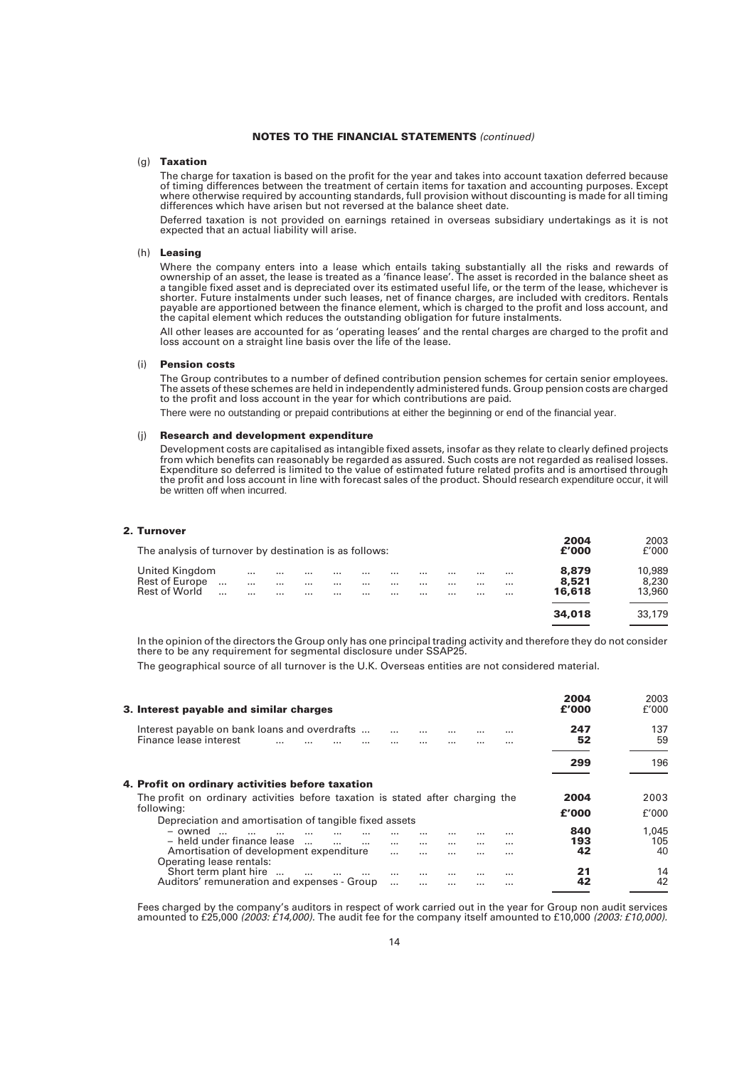## NOTES TO THE FINANCIAL STATEMENTS *(continued)*

(g) **Taxation**

The charge for taxation is based on the profit for the year and takes into account taxation deferred because of timing differences between the treatment of certain items for taxation and accounting purposes. Except where otherwise required by accounting standards, full provision without discounting is made for all timing differences which have arisen but not reversed at the balance sheet date.

Deferred taxation is not provided on earnings retained in overseas subsidiary undertakings as it is not expected that an actual liability will arise.

(h) **Leasing**

Where the company enters into a lease which entails taking substantially all the risks and rewards of ownership of an asset, the lease is treated as a 'finance lease'. The asset is recorded in the balance sheet as a tangible fixed asset and is depreciated over its estimated useful life, or the term of the lease, whichever is shorter. Future instalments under such leases, net of finance charges, are included with creditors. Rentals payable are apportioned between the finance element, which is charged to the profit and loss account, and the capital element which reduces the outstanding obligation for future instalments.

All other leases are accounted for as 'operating leases' and the rental charges are charged to the profit and loss account on a straight line basis over the life of the lease.

(i) **Pension costs**

The Group contributes to a number of defined contribution pension schemes for certain senior employees. The assets of these schemes are held in independently administered funds. Group pension costs are charged to the profit and loss account in the year for which contributions are paid.

There were no outstanding or prepaid contributions at either the beginning or end of the financial year.

(j) **Research and development expenditure**

Development costs are capitalised as intangible fixed assets, insofar as they relate to clearly defined projects from which benefits can reasonably be regarded as assured. Such costs are not regarded as realised losses. Expenditure so deferred is limited to the value of estimated future related profits and is amortised through the profit and loss account in line with forecast sales of the product. Should research expenditure occur, it will be written off when incurred.

### 2. Turnover

| The analysis of turnover by destination is as follows: | **2004 £'000** | 2003 £'000 |
|---|---|---|
| United Kingdom | **8,879** | 10,989 |
| Rest of Europe | **8,521** | 8,230 |
| Rest of World | **16,618** | 13,960 |
| | **34,018** | 33,179 |

In the opinion of the directors the Group only has one principal trading activity and therefore they do not consider there to be any requirement for segmental disclosure under SSAP25.

The geographical source of all turnover is the U.K. Overseas entities are not considered material.

### 3. Interest payable and similar charges

| | **2004 £'000** | 2003 £'000 |
|---|---|---|
| Interest payable on bank loans and overdrafts | **247** | 137 |
| Finance lease interest | **52** | 59 |
| | **299** | 196 |

### 4. Profit on ordinary activities before taxation

| The profit on ordinary activities before taxation is stated after charging the following: | **2004 £'000** | 2003 £'000 |
|---|---|---|
| Depreciation and amortisation of tangible fixed assets | | |
| – owned | **840** | 1,045 |
| – held under finance lease | **193** | 105 |
| Amortisation of development expenditure | **42** | 40 |
| Operating lease rentals: | | |
| Short term plant hire | **21** | 14 |
| Auditors' remuneration and expenses - Group | **42** | 42 |

Fees charged by the company's auditors in respect of work carried out in the year for Group non audit services amounted to £25,000 *(2003: £14,000)*. The audit fee for the company itself amounted to £10,000 *(2003: £10,000)*.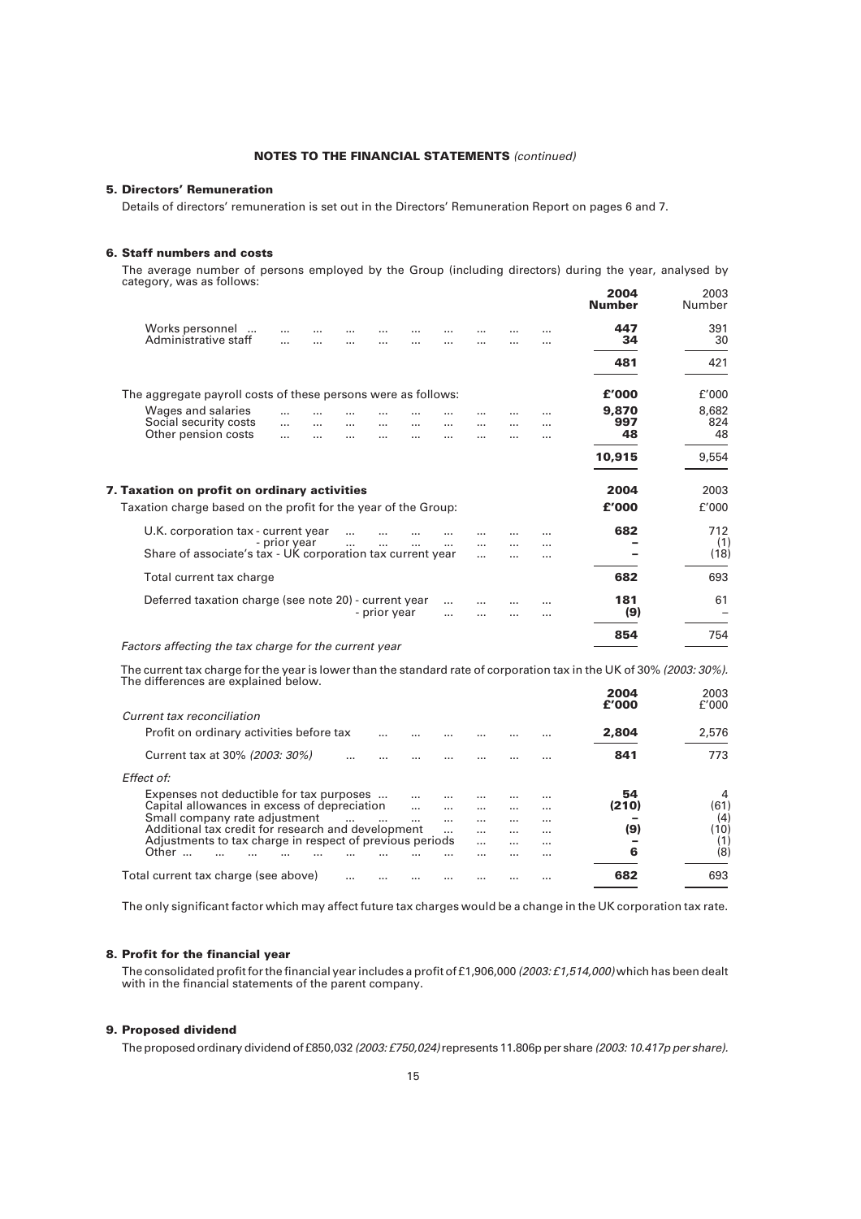**NOTES TO THE FINANCIAL STATEMENTS** *(continued)*

## 5. Directors' Remuneration

Details of directors' remuneration is set out in the Directors' Remuneration Report on pages 6 and 7.

## 6. Staff numbers and costs

The average number of persons employed by the Group (including directors) during the year, analysed by category, was as follows:

| | **2004 Number** | 2003 Number |
|---|---|---|
| Works personnel | **447** | 391 |
| Administrative staff | **34** | 30 |
| | **481** | 421 |

The aggregate payroll costs of these persons were as follows:

| | **£'000** | £'000 |
|---|---|---|
| Wages and salaries | **9,870** | 8,682 |
| Social security costs | **997** | 824 |
| Other pension costs | **48** | 48 |
| | **10,915** | 9,554 |

## 7. Taxation on profit on ordinary activities

Taxation charge based on the profit for the year of the Group:

| | **2004 £'000** | 2003 £'000 |
|---|---|---|
| U.K. corporation tax - current year | **682** | 712 |
| - prior year | **–** | (1) |
| Share of associate's tax - UK corporation tax current year | **–** | (18) |
| Total current tax charge | **682** | 693 |
| Deferred taxation charge (see note 20) - current year | **181** | 61 |
| - prior year | **(9)** | – |
| | **854** | 754 |

*Factors affecting the tax charge for the current year*

The current tax charge for the year is lower than the standard rate of corporation tax in the UK of 30% *(2003: 30%)*. The differences are explained below.

| | **2004 £'000** | 2003 £'000 |
|---|---|---|
| *Current tax reconciliation* | | |
| Profit on ordinary activities before tax | **2,804** | 2,576 |
| Current tax at 30% *(2003: 30%)* | **841** | 773 |
| *Effect of:* | | |
| Expenses not deductible for tax purposes | **54** | 4 |
| Capital allowances in excess of depreciation | **(210)** | (61) |
| Small company rate adjustment | **–** | (4) |
| Additional tax credit for research and development | **(9)** | (10) |
| Adjustments to tax charge in respect of previous periods | **–** | (1) |
| Other | **6** | (8) |
| Total current tax charge (see above) | **682** | 693 |

The only significant factor which may affect future tax charges would be a change in the UK corporation tax rate.

## 8. Profit for the financial year

The consolidated profit for the financial year includes a profit of £1,906,000 *(2003: £1,514,000)* which has been dealt with in the financial statements of the parent company.

## 9. Proposed dividend

The proposed ordinary dividend of £850,032 *(2003: £750,024)* represents 11.806p per share *(2003: 10.417p per share)*.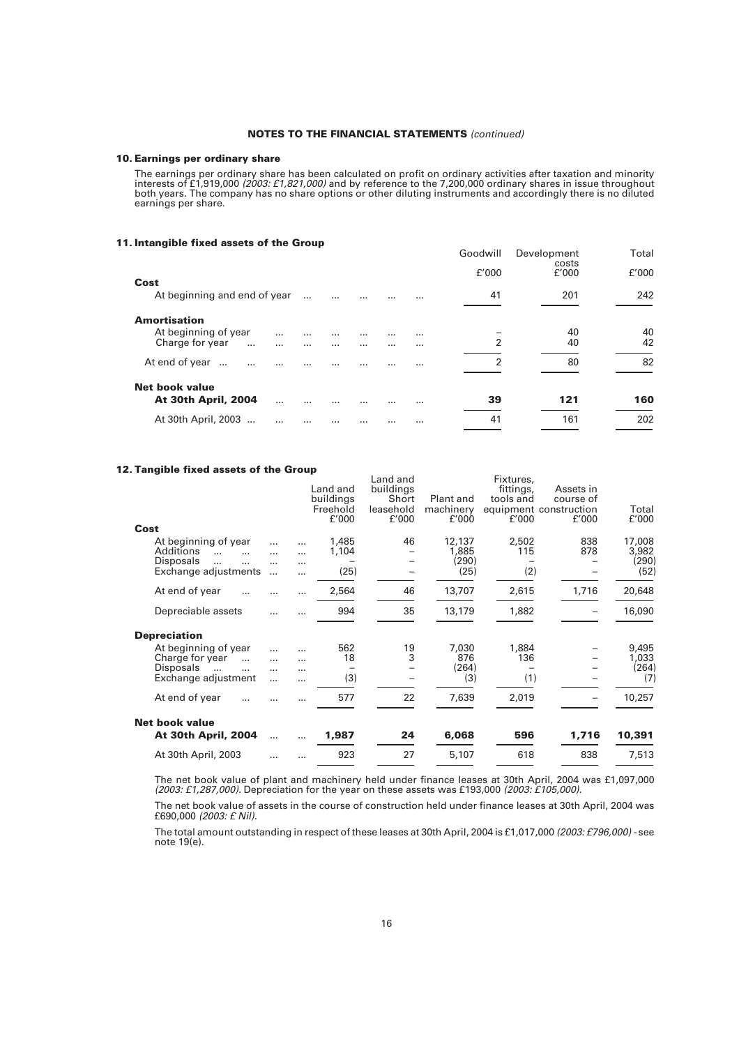**NOTES TO THE FINANCIAL STATEMENTS** *(continued)*

## 10. Earnings per ordinary share

The earnings per ordinary share has been calculated on profit on ordinary activities after taxation and minority interests of £1,919,000 *(2003: £1,821,000)* and by reference to the 7,200,000 ordinary shares in issue throughout both years. The company has no share options or other diluting instruments and accordingly there is no diluted earnings per share.

## 11. Intangible fixed assets of the Group

| | Goodwill £'000 | Development costs £'000 | Total £'000 |
|---|---|---|---|
| **Cost** | | | |
| At beginning and end of year | 41 | 201 | 242 |
| **Amortisation** | | | |
| At beginning of year | – | 40 | 40 |
| Charge for year | 2 | 40 | 42 |
| At end of year | 2 | 80 | 82 |
| **Net book value** | | | |
| **At 30th April, 2004** | **39** | **121** | **160** |
| At 30th April, 2003 | 41 | 161 | 202 |

## 12. Tangible fixed assets of the Group

| | Land and buildings Freehold £'000 | Land and buildings Short leasehold £'000 | Plant and machinery £'000 | Fixtures, fittings, tools and equipment £'000 | Assets in course of construction £'000 | Total £'000 |
|---|---|---|---|---|---|---|
| **Cost** | | | | | | |
| At beginning of year | 1,485 | 46 | 12,137 | 2,502 | 838 | 17,008 |
| Additions | 1,104 | – | 1,885 | 115 | 878 | 3,982 |
| Disposals | – | – | (290) | – | – | (290) |
| Exchange adjustments | (25) | – | (25) | (2) | – | (52) |
| At end of year | 2,564 | 46 | 13,707 | 2,615 | 1,716 | 20,648 |
| Depreciable assets | 994 | 35 | 13,179 | 1,882 | – | 16,090 |
| **Depreciation** | | | | | | |
| At beginning of year | 562 | 19 | 7,030 | 1,884 | – | 9,495 |
| Charge for year | 18 | 3 | 876 | 136 | – | 1,033 |
| Disposals | – | – | (264) | – | – | (264) |
| Exchange adjustment | (3) | – | (3) | (1) | – | (7) |
| At end of year | 577 | 22 | 7,639 | 2,019 | – | 10,257 |
| **Net book value** | | | | | | |
| **At 30th April, 2004** | **1,987** | **24** | **6,068** | **596** | **1,716** | **10,391** |
| At 30th April, 2003 | 923 | 27 | 5,107 | 618 | 838 | 7,513 |

The net book value of plant and machinery held under finance leases at 30th April, 2004 was £1,097,000 *(2003: £1,287,000)*. Depreciation for the year on these assets was £193,000 *(2003: £105,000)*.

The net book value of assets in the course of construction held under finance leases at 30th April, 2004 was £690,000 *(2003: £ Nil)*.

The total amount outstanding in respect of these leases at 30th April, 2004 is £1,017,000 *(2003: £796,000)* - see note 19(e).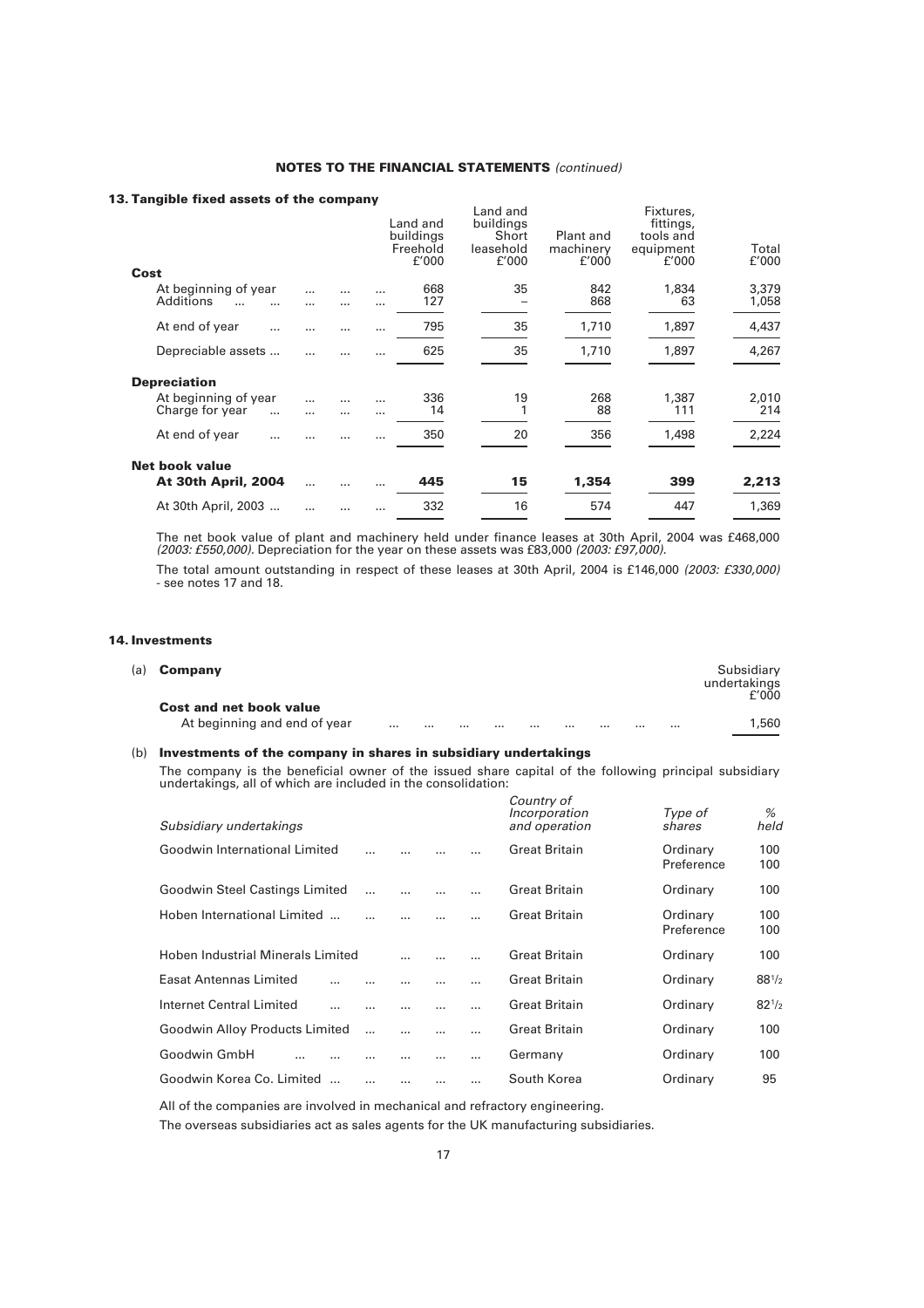**NOTES TO THE FINANCIAL STATEMENTS** *(continued)*

## 13. Tangible fixed assets of the company

| | Land and buildings Freehold £'000 | Land and buildings Short leasehold £'000 | Plant and machinery £'000 | Fixtures, fittings, tools and equipment £'000 | Total £'000 |
|---|---|---|---|---|---|
| **Cost** | | | | | |
| At beginning of year | 668 | 35 | 842 | 1,834 | 3,379 |
| Additions | 127 | – | 868 | 63 | 1,058 |
| At end of year | 795 | 35 | 1,710 | 1,897 | 4,437 |
| Depreciable assets | 625 | 35 | 1,710 | 1,897 | 4,267 |
| **Depreciation** | | | | | |
| At beginning of year | 336 | 19 | 268 | 1,387 | 2,010 |
| Charge for year | 14 | 1 | 88 | 111 | 214 |
| At end of year | 350 | 20 | 356 | 1,498 | 2,224 |
| **Net book value** | | | | | |
| **At 30th April, 2004** | **445** | **15** | **1,354** | **399** | **2,213** |
| At 30th April, 2003 | 332 | 16 | 574 | 447 | 1,369 |

The net book value of plant and machinery held under finance leases at 30th April, 2004 was £468,000 *(2003: £550,000)*. Depreciation for the year on these assets was £83,000 *(2003: £97,000)*.

The total amount outstanding in respect of these leases at 30th April, 2004 is £146,000 *(2003: £330,000)* - see notes 17 and 18.

## 14. Investments

(a) **Company**

| | Subsidiary undertakings £'000 |
|---|---|
| **Cost and net book value** | |
| At beginning and end of year | 1,560 |

(b) **Investments of the company in shares in subsidiary undertakings**

The company is the beneficial owner of the issued share capital of the following principal subsidiary undertakings, all of which are included in the consolidation:

| *Subsidiary undertakings* | *Country of Incorporation and operation* | *Type of shares* | *% held* |
|---|---|---|---|
| Goodwin International Limited | Great Britain | Ordinary<br>Preference | 100<br>100 |
| Goodwin Steel Castings Limited | Great Britain | Ordinary | 100 |
| Hoben International Limited | Great Britain | Ordinary<br>Preference | 100<br>100 |
| Hoben Industrial Minerals Limited | Great Britain | Ordinary | 100 |
| Easat Antennas Limited | Great Britain | Ordinary | 88½ |
| Internet Central Limited | Great Britain | Ordinary | 82½ |
| Goodwin Alloy Products Limited | Great Britain | Ordinary | 100 |
| Goodwin GmbH | Germany | Ordinary | 100 |
| Goodwin Korea Co. Limited | South Korea | Ordinary | 95 |

All of the companies are involved in mechanical and refractory engineering.

The overseas subsidiaries act as sales agents for the UK manufacturing subsidiaries.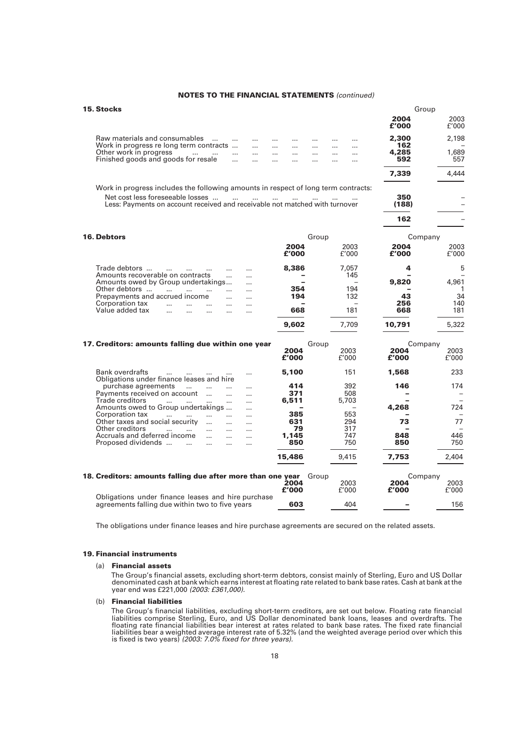**NOTES TO THE FINANCIAL STATEMENTS** *(continued)*

## 15. Stocks

| | Group 2004 £'000 | Group 2003 £'000 |
|---|---|---|
| Raw materials and consumables | **2,300** | 2,198 |
| Work in progress re long term contracts | **162** | – |
| Other work in progress | **4,285** | 1,689 |
| Finished goods and goods for resale | **592** | 557 |
| | **7,339** | 4,444 |

Work in progress includes the following amounts in respect of long term contracts:

| | 2004 £'000 | 2003 £'000 |
|---|---|---|
| Net cost less foreseeable losses | **350** | – |
| Less: Payments on account received and receivable not matched with turnover | **(188)** | – |
| | **162** | – |

## 16. Debtors

| | Group 2004 £'000 | Group 2003 £'000 | Company 2004 £'000 | Company 2003 £'000 |
|---|---|---|---|---|
| Trade debtors | **8,386** | 7,057 | **4** | 5 |
| Amounts recoverable on contracts | **–** | 145 | **–** | – |
| Amounts owed by Group undertakings | **–** | – | **9,820** | 4,961 |
| Other debtors | **354** | 194 | **–** | 1 |
| Prepayments and accrued income | **194** | 132 | **43** | 34 |
| Corporation tax | **–** | – | **256** | 140 |
| Value added tax | **668** | 181 | **668** | 181 |
| | **9,602** | 7,709 | **10,791** | 5,322 |

## 17. Creditors: amounts falling due within one year

| | Group 2004 £'000 | Group 2003 £'000 | Company 2004 £'000 | Company 2003 £'000 |
|---|---|---|---|---|
| Bank overdrafts | **5,100** | 151 | **1,568** | 233 |
| Obligations under finance leases and hire purchase agreements | **414** | 392 | **146** | 174 |
| Payments received on account | **371** | 508 | **–** | – |
| Trade creditors | **6,511** | 5,703 | **–** | – |
| Amounts owed to Group undertakings | **–** | – | **4,268** | 724 |
| Corporation tax | **385** | 553 | **–** | – |
| Other taxes and social security | **631** | 294 | **73** | 77 |
| Other creditors | **79** | 317 | **–** | – |
| Accruals and deferred income | **1,145** | 747 | **848** | 446 |
| Proposed dividends | **850** | 750 | **850** | 750 |
| | **15,486** | 9,415 | **7,753** | 2,404 |

## 18. Creditors: amounts falling due after more than one year

| | Group 2004 £'000 | Group 2003 £'000 | Company 2004 £'000 | Company 2003 £'000 |
|---|---|---|---|---|
| Obligations under finance leases and hire purchase agreements falling due within two to five years | **603** | 404 | **–** | 156 |

The obligations under finance leases and hire purchase agreements are secured on the related assets.

## 19. Financial instruments

### (a) Financial assets

The Group's financial assets, excluding short-term debtors, consist mainly of Sterling, Euro and US Dollar denominated cash at bank which earns interest at floating rate related to bank base rates. Cash at bank at the year end was £221,000 *(2003: £361,000)*.

### (b) Financial liabilities

The Group's financial liabilities, excluding short-term creditors, are set out below. Floating rate financial liabilities comprise Sterling, Euro, and US Dollar denominated bank loans, leases and overdrafts. The floating rate financial liabilities bear interest at rates related to bank base rates. The fixed rate financial liabilities bear a weighted average interest rate of 5.32% (and the weighted average period over which this is fixed is two years) *(2003: 7.0% fixed for three years)*.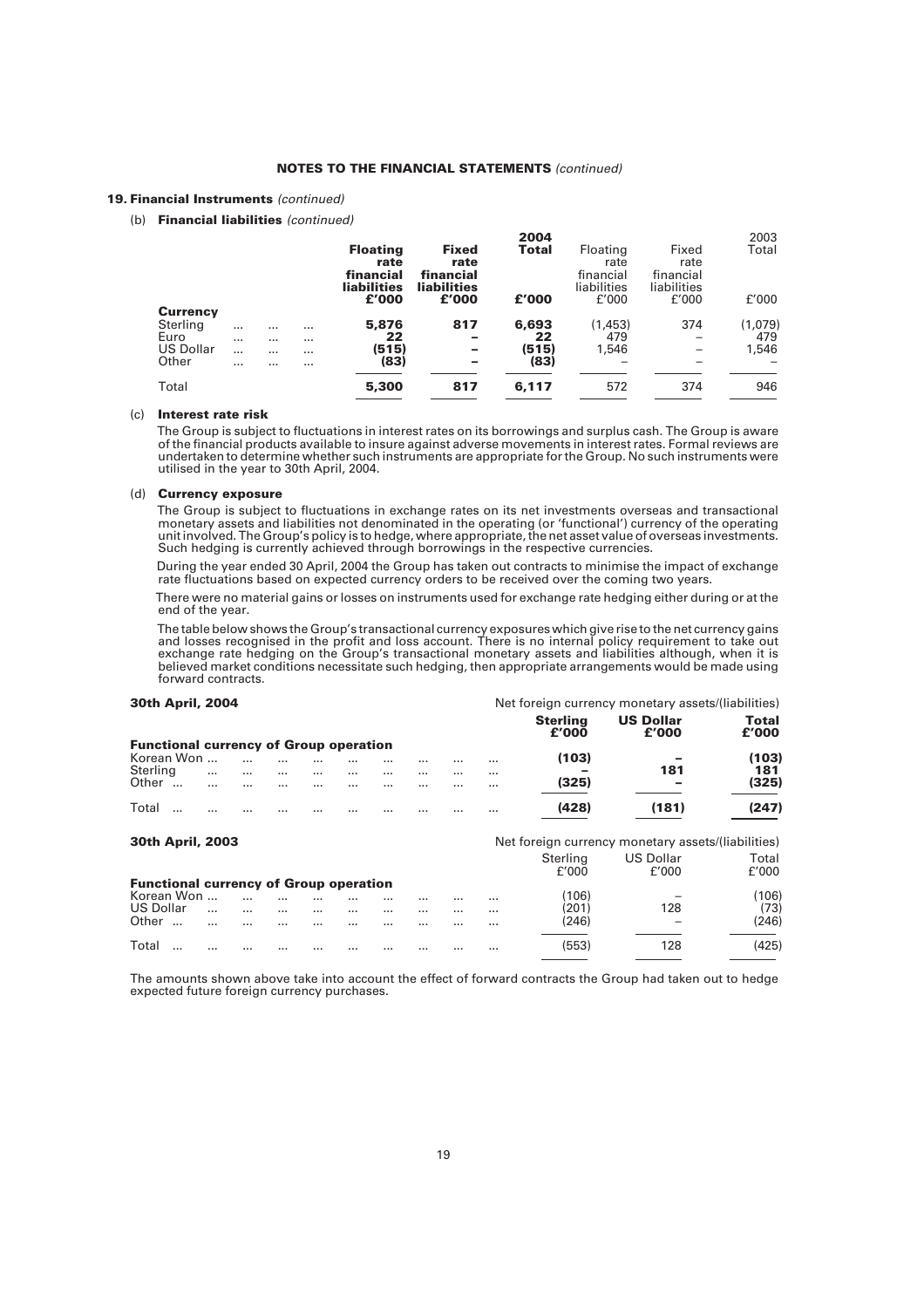## NOTES TO THE FINANCIAL STATEMENTS *(continued)*

### 19. Financial Instruments *(continued)*

(b) **Financial liabilities** *(continued)*

| | **Floating rate financial liabilities £'000** | **Fixed rate financial liabilities £'000** | **2004 Total £'000** | Floating rate financial liabilities £'000 | Fixed rate financial liabilities £'000 | 2003 Total £'000 |
|---|---|---|---|---|---|---|
| **Currency** | | | | | | |
| Sterling | **5,876** | **817** | **6,693** | (1,453) | 374 | (1,079) |
| Euro | **22** | **–** | **22** | 479 | – | 479 |
| US Dollar | **(515)** | **–** | **(515)** | 1,546 | – | 1,546 |
| Other | **(83)** | **–** | **(83)** | – | – | – |
| Total | **5,300** | **817** | **6,117** | 572 | 374 | 946 |

(c) **Interest rate risk**

The Group is subject to fluctuations in interest rates on its borrowings and surplus cash. The Group is aware of the financial products available to insure against adverse movements in interest rates. Formal reviews are undertaken to determine whether such instruments are appropriate for the Group. No such instruments were utilised in the year to 30th April, 2004.

(d) **Currency exposure**

The Group is subject to fluctuations in exchange rates on its net investments overseas and transactional monetary assets and liabilities not denominated in the operating (or 'functional') currency of the operating unit involved. The Group's policy is to hedge, where appropriate, the net asset value of overseas investments. Such hedging is currently achieved through borrowings in the respective currencies.

During the year ended 30 April, 2004 the Group has taken out contracts to minimise the impact of exchange rate fluctuations based on expected currency orders to be received over the coming two years.

There were no material gains or losses on instruments used for exchange rate hedging either during or at the end of the year.

The table below shows the Group's transactional currency exposures which give rise to the net currency gains and losses recognised in the profit and loss account. There is no internal policy requirement to take out exchange rate hedging on the Group's transactional monetary assets and liabilities although, when it is believed market conditions necessitate such hedging, then appropriate arrangements would be made using forward contracts.

**30th April, 2004** — Net foreign currency monetary assets/(liabilities)

| | **Sterling £'000** | **US Dollar £'000** | **Total £'000** |
|---|---|---|---|
| **Functional currency of Group operation** | | | |
| Korean Won | **(103)** | **–** | **(103)** |
| Sterling | **–** | **181** | **181** |
| Other | **(325)** | **–** | **(325)** |
| Total | **(428)** | **(181)** | **(247)** |

**30th April, 2003** — Net foreign currency monetary assets/(liabilities)

| | Sterling £'000 | US Dollar £'000 | Total £'000 |
|---|---|---|---|
| **Functional currency of Group operation** | | | |
| Korean Won | (106) | – | (106) |
| US Dollar | (201) | 128 | (73) |
| Other | (246) | – | (246) |
| Total | (553) | 128 | (425) |

The amounts shown above take into account the effect of forward contracts the Group had taken out to hedge expected future foreign currency purchases.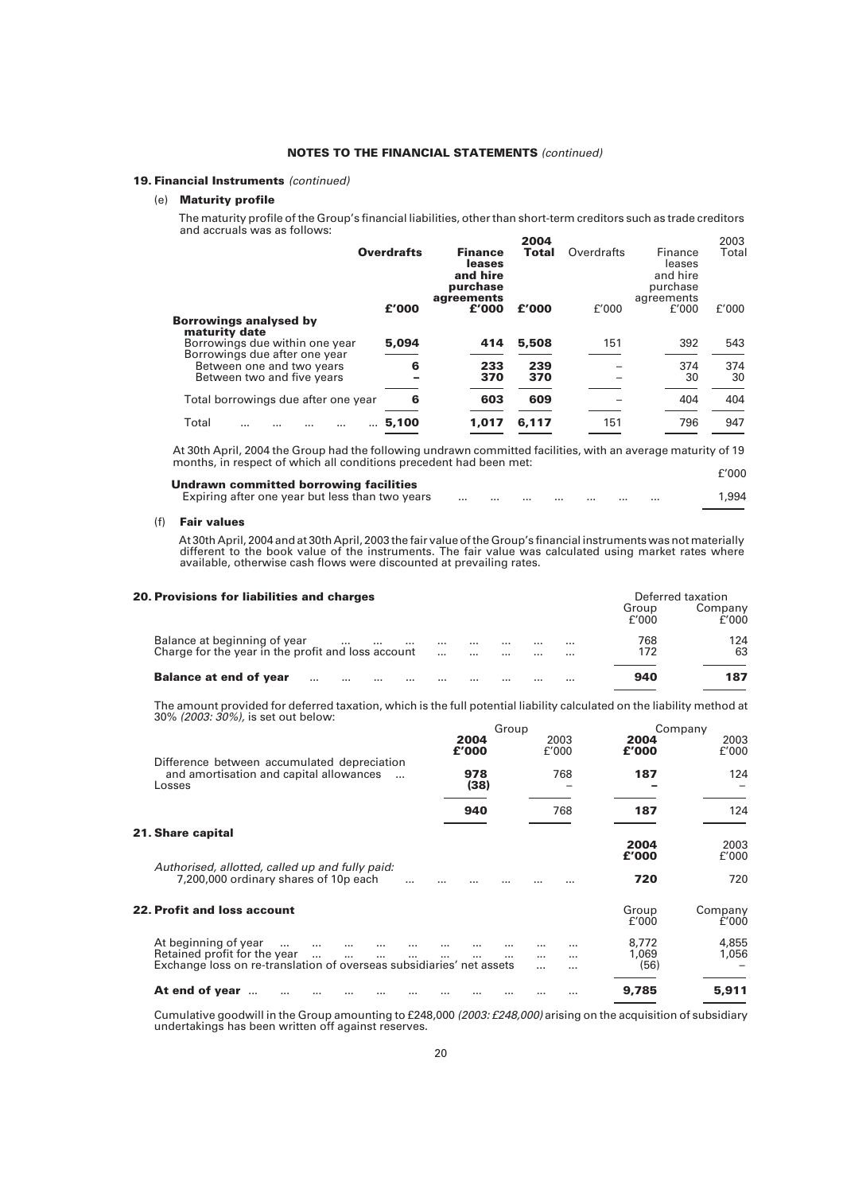**NOTES TO THE FINANCIAL STATEMENTS** *(continued)*

### 19. Financial Instruments *(continued)*

#### (e) Maturity profile

The maturity profile of the Group's financial liabilities, other than short-term creditors such as trade creditors and accruals was as follows:

| | **Overdrafts** | **Finance leases and hire purchase agreements** | **2004 Total** | Overdrafts | Finance leases and hire purchase agreements | 2003 Total |
|---|---|---|---|---|---|---|
| | **£'000** | **£'000** | **£'000** | £'000 | £'000 | £'000 |
| **Borrowings analysed by maturity date** | | | | | | |
| Borrowings due within one year | **5,094** | **414** | **5,508** | 151 | 392 | 543 |
| Borrowings due after one year | | | | | | |
| Between one and two years | **6** | **233** | **239** | – | 374 | 374 |
| Between two and five years | **–** | **370** | **370** | – | 30 | 30 |
| Total borrowings due after one year | **6** | **603** | **609** | – | 404 | 404 |
| Total ... ... ... ... ... | **5,100** | **1,017** | **6,117** | 151 | 796 | 947 |

At 30th April, 2004 the Group had the following undrawn committed facilities, with an average maturity of 19 months, in respect of which all conditions precedent had been met:

| | £'000 |
|---|---|
| **Undrawn committed borrowing facilities** | |
| Expiring after one year but less than two years ... ... ... ... ... ... ... | 1,994 |

#### (f) Fair values

At 30th April, 2004 and at 30th April, 2003 the fair value of the Group's financial instruments was not materially different to the book value of the instruments. The fair value was calculated using market rates where available, otherwise cash flows were discounted at prevailing rates.

### 20. Provisions for liabilities and charges

| | Deferred taxation | |
|---|---|---|
| | Group £'000 | Company £'000 |
| Balance at beginning of year ... ... ... ... ... ... ... ... | 768 | 124 |
| Charge for the year in the profit and loss account ... ... ... ... ... | 172 | 63 |
| **Balance at end of year** ... ... ... ... ... ... ... ... ... | **940** | **187** |

The amount provided for deferred taxation, which is the full potential liability calculated on the liability method at 30% *(2003: 30%)*, is set out below:

| | Group | | Company | |
|---|---|---|---|---|
| | **2004 £'000** | 2003 £'000 | **2004 £'000** | 2003 £'000 |
| Difference between accumulated depreciation and amortisation and capital allowances ... | **978** | 768 | **187** | 124 |
| Losses | **(38)** | – | **–** | – |
| | **940** | 768 | **187** | 124 |

### 21. Share capital

| | **2004 £'000** | 2003 £'000 |
|---|---|---|
| *Authorised, allotted, called up and fully paid:* | | |
| 7,200,000 ordinary shares of 10p each ... ... ... ... ... ... ... | **720** | 720 |

### 22. Profit and loss account

| | Group £'000 | Company £'000 |
|---|---|---|
| At beginning of year ... ... ... ... ... ... ... ... ... ... ... | 8,772 | 4,855 |
| Retained profit for the year ... ... ... ... ... ... ... ... ... ... | 1,069 | 1,056 |
| Exchange loss on re-translation of overseas subsidiaries' net assets ... ... | (56) | – |
| **At end of year** ... ... ... ... ... ... ... ... ... ... ... ... | **9,785** | **5,911** |

Cumulative goodwill in the Group amounting to £248,000 *(2003: £248,000)* arising on the acquisition of subsidiary undertakings has been written off against reserves.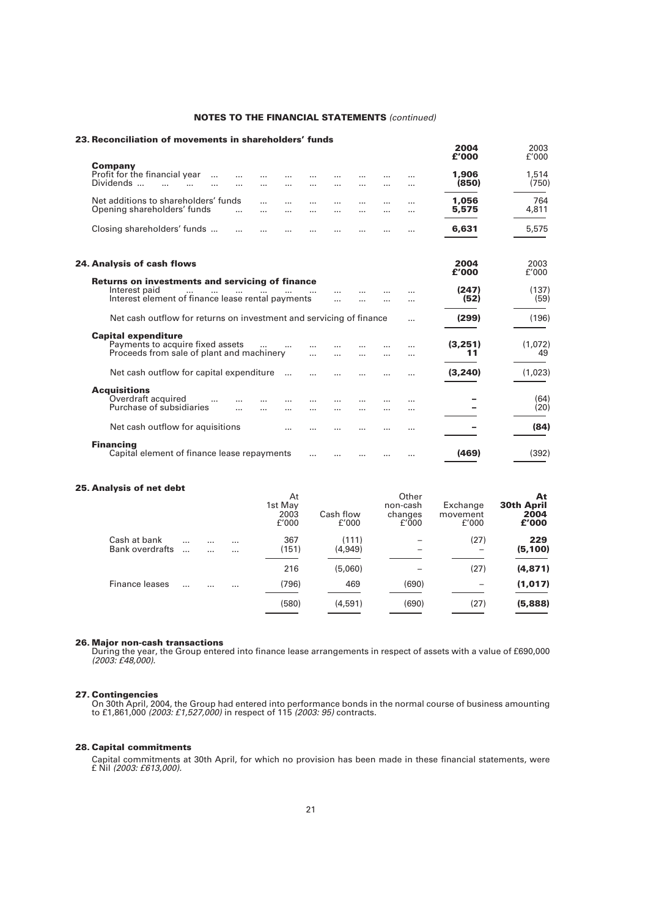**NOTES TO THE FINANCIAL STATEMENTS** *(continued)*

## 23. Reconciliation of movements in shareholders' funds

| | 2004 £'000 | 2003 £'000 |
|---|---|---|
| **Company** | | |
| Profit for the financial year | **1,906** | 1,514 |
| Dividends | **(850)** | (750) |
| Net additions to shareholders' funds | **1,056** | 764 |
| Opening shareholders' funds | **5,575** | 4,811 |
| Closing shareholders' funds | **6,631** | 5,575 |

## 24. Analysis of cash flows

| | 2004 £'000 | 2003 £'000 |
|---|---|---|
| **Returns on investments and servicing of finance** | | |
| Interest paid | **(247)** | (137) |
| Interest element of finance lease rental payments | **(52)** | (59) |
| Net cash outflow for returns on investment and servicing of finance | **(299)** | (196) |
| **Capital expenditure** | | |
| Payments to acquire fixed assets | **(3,251)** | (1,072) |
| Proceeds from sale of plant and machinery | **11** | 49 |
| Net cash outflow for capital expenditure | **(3,240)** | (1,023) |
| **Acquisitions** | | |
| Overdraft acquired | **–** | (64) |
| Purchase of subsidiaries | **–** | (20) |
| Net cash outflow for aquisitions | **–** | **(84)** |
| **Financing** | | |
| Capital element of finance lease repayments | **(469)** | (392) |

## 25. Analysis of net debt

| | At 1st May 2003 £'000 | Cash flow £'000 | Other non-cash changes £'000 | Exchange movement £'000 | At 30th April 2004 £'000 |
|---|---|---|---|---|---|
| Cash at bank | 367 | (111) | – | (27) | **229** |
| Bank overdrafts | (151) | (4,949) | – | – | **(5,100)** |
| | 216 | (5,060) | – | (27) | **(4,871)** |
| Finance leases | (796) | 469 | (690) | – | **(1,017)** |
| | (580) | (4,591) | (690) | (27) | **(5,888)** |

## 26. Major non-cash transactions

During the year, the Group entered into finance lease arrangements in respect of assets with a value of £690,000 *(2003: £48,000)*.

## 27. Contingencies

On 30th April, 2004, the Group had entered into performance bonds in the normal course of business amounting to £1,861,000 *(2003: £1,527,000)* in respect of 115 *(2003: 95)* contracts.

## 28. Capital commitments

Capital commitments at 30th April, for which no provision has been made in these financial statements, were £ Nil *(2003: £613,000)*.